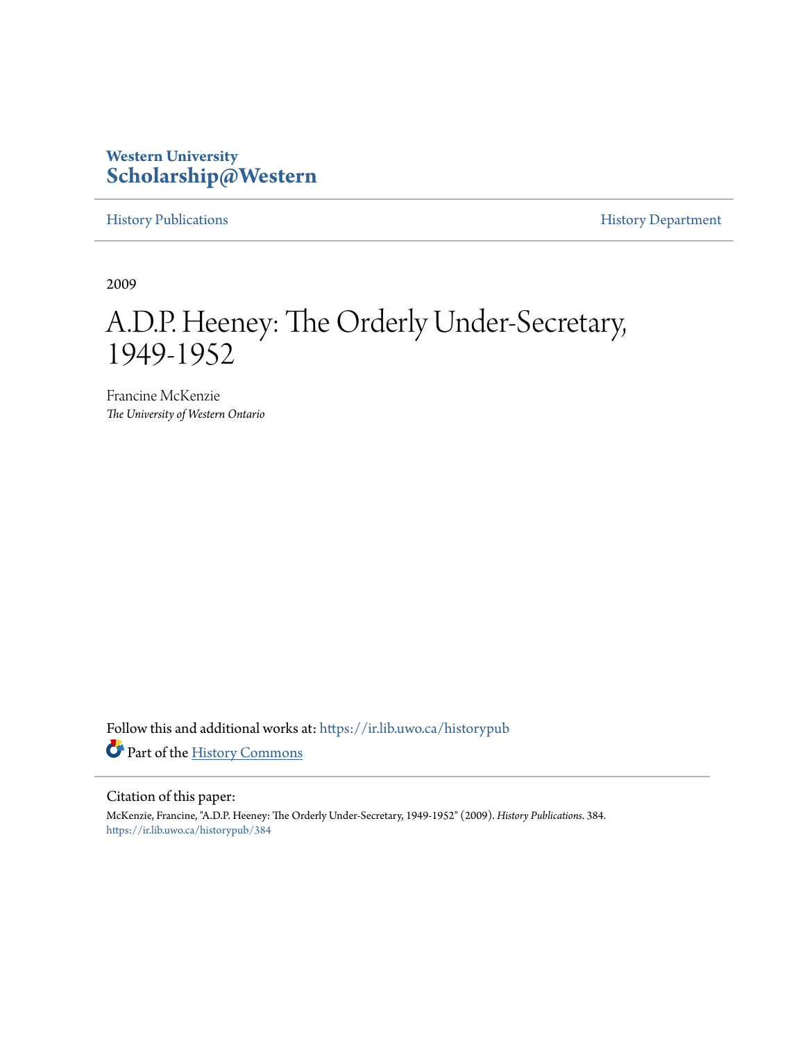Western University
**Scholarship@Western**

History Publications | History Department

2009

# A.D.P. Heeney: The Orderly Under-Secretary, 1949-1952

Francine McKenzie
*The University of Western Ontario*

Follow this and additional works at: https://ir.lib.uwo.ca/historypub

Part of the History Commons

Citation of this paper:
McKenzie, Francine, "A.D.P. Heeney: The Orderly Under-Secretary, 1949-1952" (2009). *History Publications*. 384.
https://ir.lib.uwo.ca/historypub/384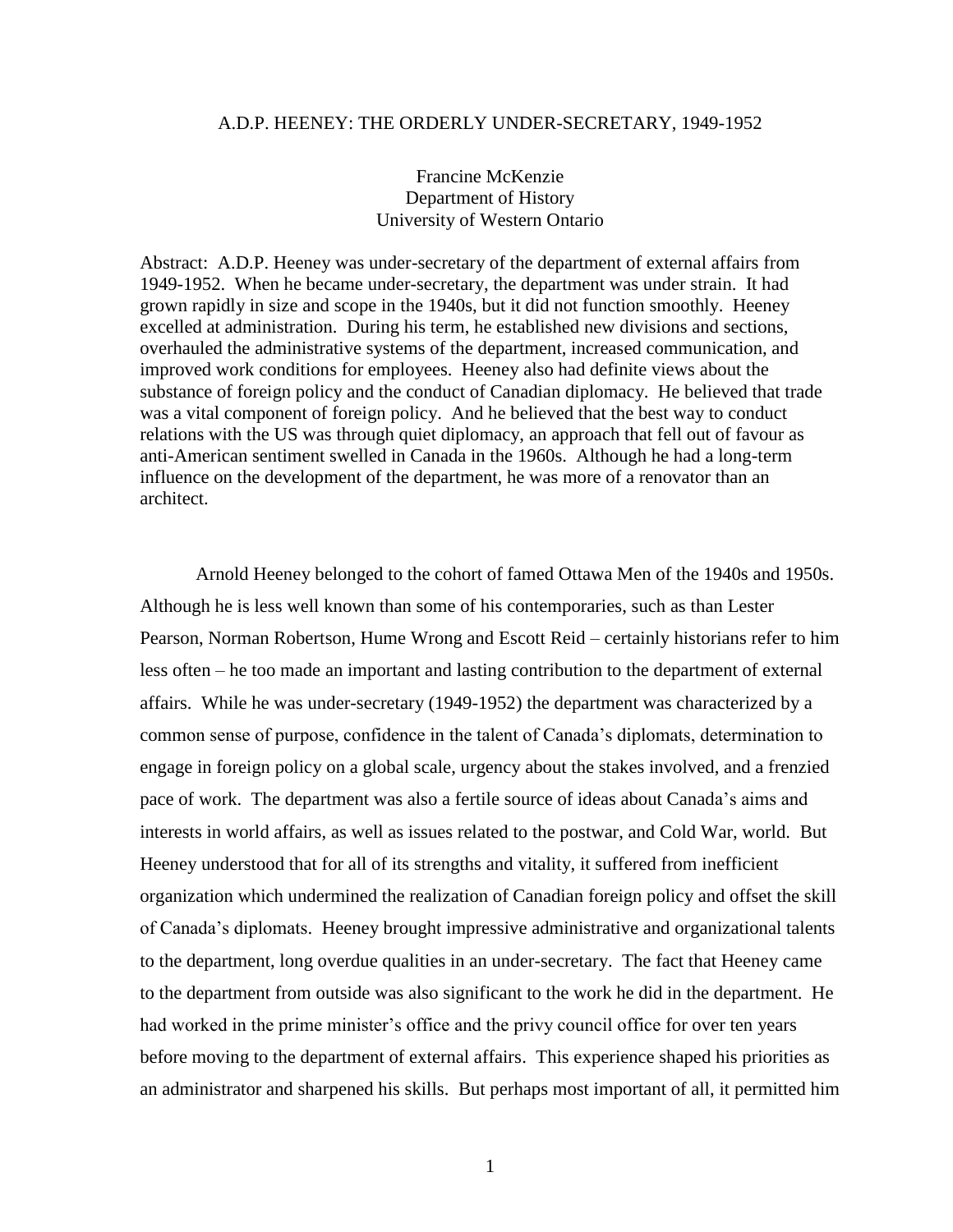A.D.P. HEENEY: THE ORDERLY UNDER-SECRETARY, 1949-1952

Francine McKenzie
Department of History
University of Western Ontario

Abstract: A.D.P. Heeney was under-secretary of the department of external affairs from 1949-1952. When he became under-secretary, the department was under strain. It had grown rapidly in size and scope in the 1940s, but it did not function smoothly. Heeney excelled at administration. During his term, he established new divisions and sections, overhauled the administrative systems of the department, increased communication, and improved work conditions for employees. Heeney also had definite views about the substance of foreign policy and the conduct of Canadian diplomacy. He believed that trade was a vital component of foreign policy. And he believed that the best way to conduct relations with the US was through quiet diplomacy, an approach that fell out of favour as anti-American sentiment swelled in Canada in the 1960s. Although he had a long-term influence on the development of the department, he was more of a renovator than an architect.

Arnold Heeney belonged to the cohort of famed Ottawa Men of the 1940s and 1950s. Although he is less well known than some of his contemporaries, such as than Lester Pearson, Norman Robertson, Hume Wrong and Escott Reid – certainly historians refer to him less often – he too made an important and lasting contribution to the department of external affairs. While he was under-secretary (1949-1952) the department was characterized by a common sense of purpose, confidence in the talent of Canada's diplomats, determination to engage in foreign policy on a global scale, urgency about the stakes involved, and a frenzied pace of work. The department was also a fertile source of ideas about Canada's aims and interests in world affairs, as well as issues related to the postwar, and Cold War, world. But Heeney understood that for all of its strengths and vitality, it suffered from inefficient organization which undermined the realization of Canadian foreign policy and offset the skill of Canada's diplomats. Heeney brought impressive administrative and organizational talents to the department, long overdue qualities in an under-secretary. The fact that Heeney came to the department from outside was also significant to the work he did in the department. He had worked in the prime minister's office and the privy council office for over ten years before moving to the department of external affairs. This experience shaped his priorities as an administrator and sharpened his skills. But perhaps most important of all, it permitted him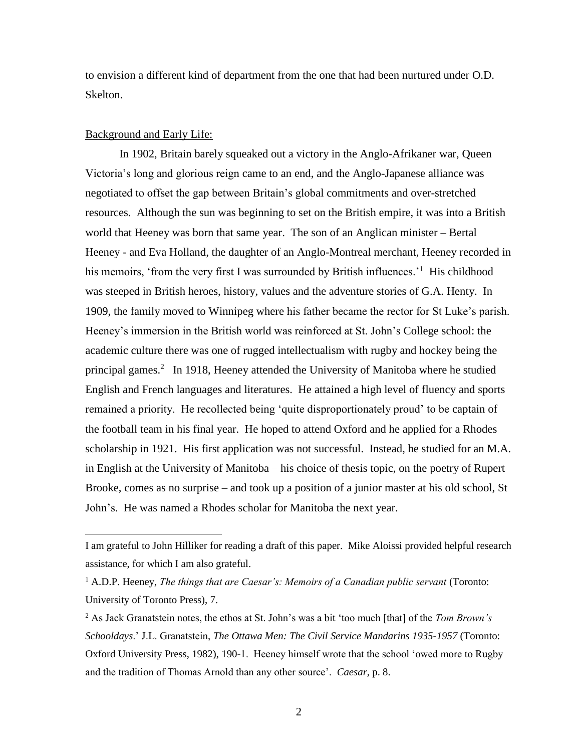to envision a different kind of department from the one that had been nurtured under O.D. Skelton.

Background and Early Life:

In 1902, Britain barely squeaked out a victory in the Anglo-Afrikaner war, Queen Victoria's long and glorious reign came to an end, and the Anglo-Japanese alliance was negotiated to offset the gap between Britain's global commitments and over-stretched resources. Although the sun was beginning to set on the British empire, it was into a British world that Heeney was born that same year. The son of an Anglican minister – Bertal Heeney - and Eva Holland, the daughter of an Anglo-Montreal merchant, Heeney recorded in his memoirs, 'from the very first I was surrounded by British influences.'[1] His childhood was steeped in British heroes, history, values and the adventure stories of G.A. Henty. In 1909, the family moved to Winnipeg where his father became the rector for St Luke's parish. Heeney's immersion in the British world was reinforced at St. John's College school: the academic culture there was one of rugged intellectualism with rugby and hockey being the principal games.[2] In 1918, Heeney attended the University of Manitoba where he studied English and French languages and literatures. He attained a high level of fluency and sports remained a priority. He recollected being 'quite disproportionately proud' to be captain of the football team in his final year. He hoped to attend Oxford and he applied for a Rhodes scholarship in 1921. His first application was not successful. Instead, he studied for an M.A. in English at the University of Manitoba – his choice of thesis topic, on the poetry of Rupert Brooke, comes as no surprise – and took up a position of a junior master at his old school, St John's. He was named a Rhodes scholar for Manitoba the next year.

---

I am grateful to John Hilliker for reading a draft of this paper. Mike Aloissi provided helpful research assistance, for which I am also grateful.

[1] A.D.P. Heeney, *The things that are Caesar's: Memoirs of a Canadian public servant* (Toronto: University of Toronto Press), 7.

[2] As Jack Granatstein notes, the ethos at St. John's was a bit 'too much [that] of the *Tom Brown's Schooldays*.' J.L. Granatstein, *The Ottawa Men: The Civil Service Mandarins 1935-1957* (Toronto: Oxford University Press, 1982), 190-1. Heeney himself wrote that the school 'owed more to Rugby and the tradition of Thomas Arnold than any other source'. *Caesar*, p. 8.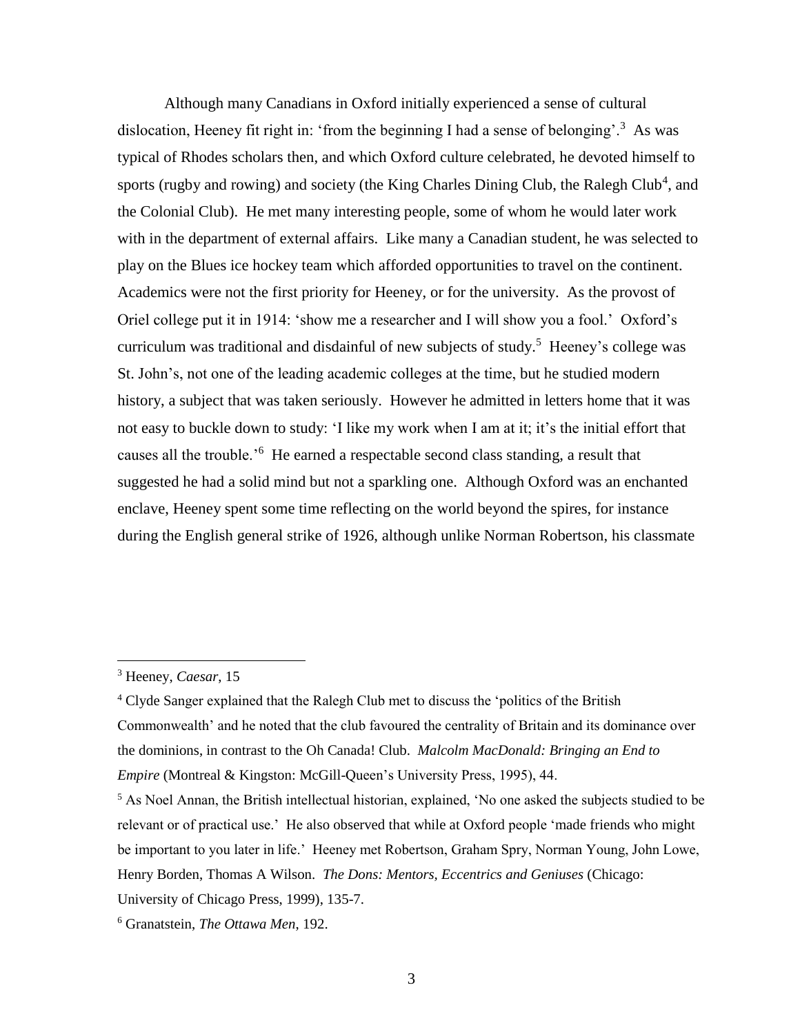Although many Canadians in Oxford initially experienced a sense of cultural dislocation, Heeney fit right in: 'from the beginning I had a sense of belonging'.[3] As was typical of Rhodes scholars then, and which Oxford culture celebrated, he devoted himself to sports (rugby and rowing) and society (the King Charles Dining Club, the Ralegh Club[4], and the Colonial Club). He met many interesting people, some of whom he would later work with in the department of external affairs. Like many a Canadian student, he was selected to play on the Blues ice hockey team which afforded opportunities to travel on the continent. Academics were not the first priority for Heeney, or for the university. As the provost of Oriel college put it in 1914: 'show me a researcher and I will show you a fool.' Oxford's curriculum was traditional and disdainful of new subjects of study.[5] Heeney's college was St. John's, not one of the leading academic colleges at the time, but he studied modern history, a subject that was taken seriously. However he admitted in letters home that it was not easy to buckle down to study: 'I like my work when I am at it; it's the initial effort that causes all the trouble.'[6] He earned a respectable second class standing, a result that suggested he had a solid mind but not a sparkling one. Although Oxford was an enchanted enclave, Heeney spent some time reflecting on the world beyond the spires, for instance during the English general strike of 1926, although unlike Norman Robertson, his classmate

---

[3] Heeney, *Caesar*, 15

[4] Clyde Sanger explained that the Ralegh Club met to discuss the 'politics of the British Commonwealth' and he noted that the club favoured the centrality of Britain and its dominance over the dominions, in contrast to the Oh Canada! Club. *Malcolm MacDonald: Bringing an End to Empire* (Montreal & Kingston: McGill-Queen's University Press, 1995), 44.

[5] As Noel Annan, the British intellectual historian, explained, 'No one asked the subjects studied to be relevant or of practical use.' He also observed that while at Oxford people 'made friends who might be important to you later in life.' Heeney met Robertson, Graham Spry, Norman Young, John Lowe, Henry Borden, Thomas A Wilson. *The Dons: Mentors, Eccentrics and Geniuses* (Chicago: University of Chicago Press, 1999), 135-7.

[6] Granatstein, *The Ottawa Men*, 192.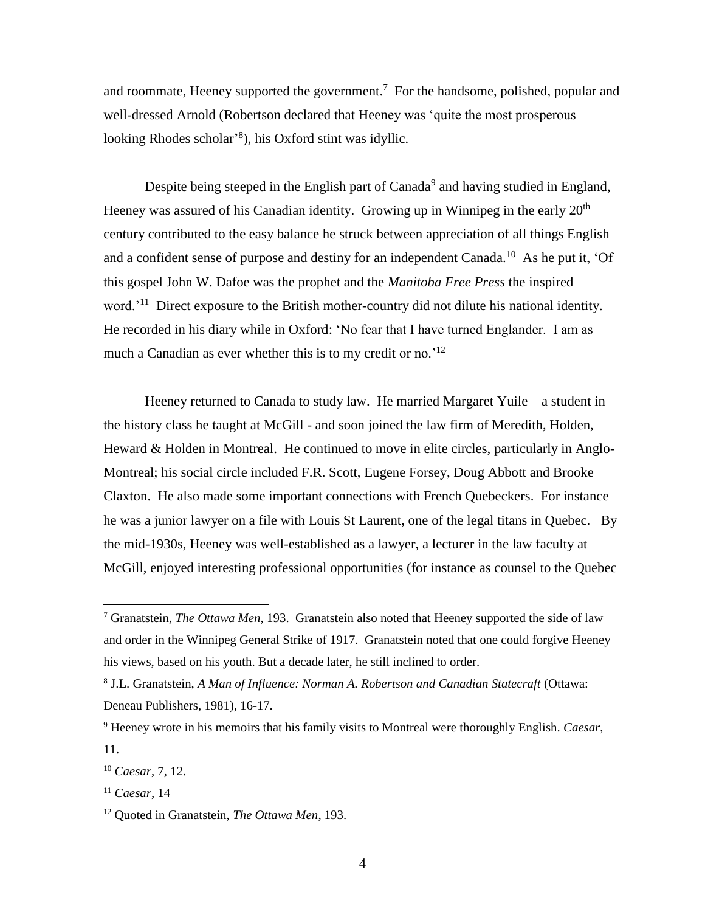and roommate, Heeney supported the government.[7] For the handsome, polished, popular and well-dressed Arnold (Robertson declared that Heeney was 'quite the most prosperous looking Rhodes scholar'[8]), his Oxford stint was idyllic.

Despite being steeped in the English part of Canada[9] and having studied in England, Heeney was assured of his Canadian identity. Growing up in Winnipeg in the early 20th century contributed to the easy balance he struck between appreciation of all things English and a confident sense of purpose and destiny for an independent Canada.[10] As he put it, 'Of this gospel John W. Dafoe was the prophet and the *Manitoba Free Press* the inspired word.'[11] Direct exposure to the British mother-country did not dilute his national identity. He recorded in his diary while in Oxford: 'No fear that I have turned Englander. I am as much a Canadian as ever whether this is to my credit or no.'[12]

Heeney returned to Canada to study law. He married Margaret Yuile – a student in the history class he taught at McGill - and soon joined the law firm of Meredith, Holden, Heward & Holden in Montreal. He continued to move in elite circles, particularly in Anglo-Montreal; his social circle included F.R. Scott, Eugene Forsey, Doug Abbott and Brooke Claxton. He also made some important connections with French Quebeckers. For instance he was a junior lawyer on a file with Louis St Laurent, one of the legal titans in Quebec. By the mid-1930s, Heeney was well-established as a lawyer, a lecturer in the law faculty at McGill, enjoyed interesting professional opportunities (for instance as counsel to the Quebec

---

[7] Granatstein, *The Ottawa Men*, 193. Granatstein also noted that Heeney supported the side of law and order in the Winnipeg General Strike of 1917. Granatstein noted that one could forgive Heeney his views, based on his youth. But a decade later, he still inclined to order.

[8] J.L. Granatstein, *A Man of Influence: Norman A. Robertson and Canadian Statecraft* (Ottawa: Deneau Publishers, 1981), 16-17.

[9] Heeney wrote in his memoirs that his family visits to Montreal were thoroughly English. *Caesar*, 11.

[10] *Caesar*, 7, 12.

[11] *Caesar*, 14

[12] Quoted in Granatstein, *The Ottawa Men*, 193.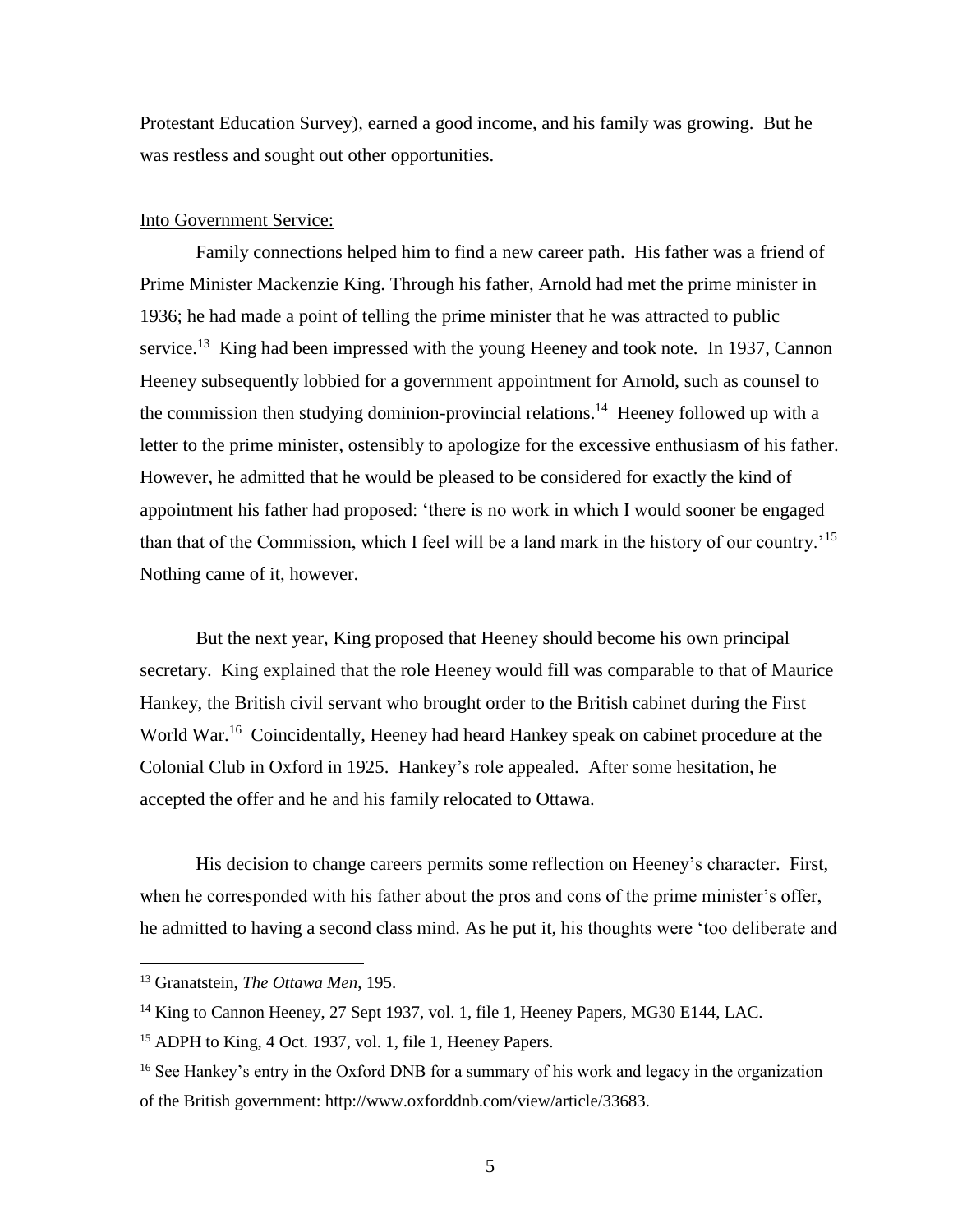Protestant Education Survey), earned a good income, and his family was growing. But he was restless and sought out other opportunities.

Into Government Service:

Family connections helped him to find a new career path. His father was a friend of Prime Minister Mackenzie King. Through his father, Arnold had met the prime minister in 1936; he had made a point of telling the prime minister that he was attracted to public service.[13] King had been impressed with the young Heeney and took note. In 1937, Cannon Heeney subsequently lobbied for a government appointment for Arnold, such as counsel to the commission then studying dominion-provincial relations.[14] Heeney followed up with a letter to the prime minister, ostensibly to apologize for the excessive enthusiasm of his father. However, he admitted that he would be pleased to be considered for exactly the kind of appointment his father had proposed: 'there is no work in which I would sooner be engaged than that of the Commission, which I feel will be a land mark in the history of our country.'[15] Nothing came of it, however.

But the next year, King proposed that Heeney should become his own principal secretary. King explained that the role Heeney would fill was comparable to that of Maurice Hankey, the British civil servant who brought order to the British cabinet during the First World War.[16] Coincidentally, Heeney had heard Hankey speak on cabinet procedure at the Colonial Club in Oxford in 1925. Hankey's role appealed. After some hesitation, he accepted the offer and he and his family relocated to Ottawa.

His decision to change careers permits some reflection on Heeney's character. First, when he corresponded with his father about the pros and cons of the prime minister's offer, he admitted to having a second class mind. As he put it, his thoughts were 'too deliberate and

---

[13] Granatstein, *The Ottawa Men*, 195.

[14] King to Cannon Heeney, 27 Sept 1937, vol. 1, file 1, Heeney Papers, MG30 E144, LAC.

[15] ADPH to King, 4 Oct. 1937, vol. 1, file 1, Heeney Papers.

[16] See Hankey's entry in the Oxford DNB for a summary of his work and legacy in the organization of the British government: http://www.oxforddnb.com/view/article/33683.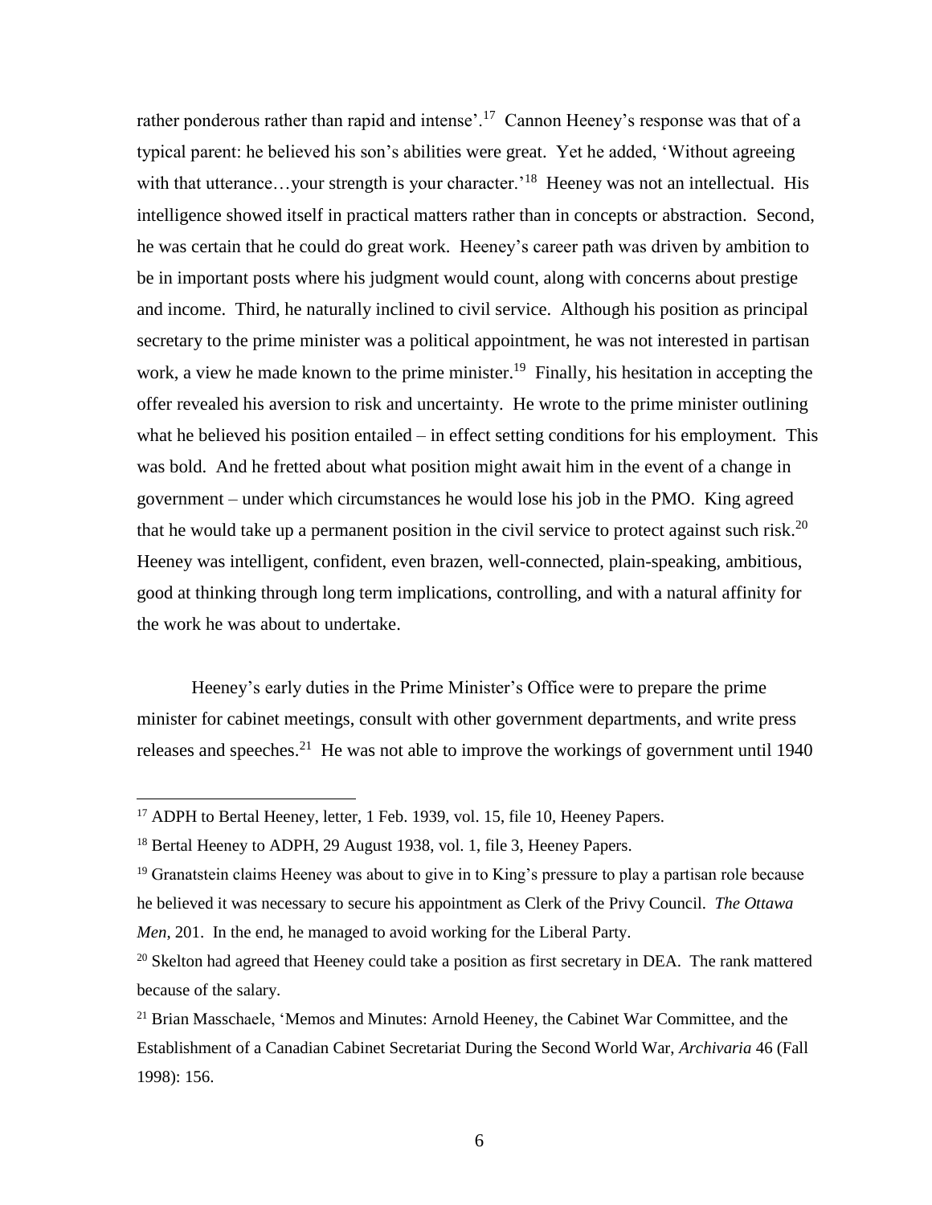rather ponderous rather than rapid and intense'.[17] Cannon Heeney's response was that of a typical parent: he believed his son's abilities were great. Yet he added, 'Without agreeing with that utterance…your strength is your character.'[18] Heeney was not an intellectual. His intelligence showed itself in practical matters rather than in concepts or abstraction. Second, he was certain that he could do great work. Heeney's career path was driven by ambition to be in important posts where his judgment would count, along with concerns about prestige and income. Third, he naturally inclined to civil service. Although his position as principal secretary to the prime minister was a political appointment, he was not interested in partisan work, a view he made known to the prime minister.[19] Finally, his hesitation in accepting the offer revealed his aversion to risk and uncertainty. He wrote to the prime minister outlining what he believed his position entailed – in effect setting conditions for his employment. This was bold. And he fretted about what position might await him in the event of a change in government – under which circumstances he would lose his job in the PMO. King agreed that he would take up a permanent position in the civil service to protect against such risk.[20] Heeney was intelligent, confident, even brazen, well-connected, plain-speaking, ambitious, good at thinking through long term implications, controlling, and with a natural affinity for the work he was about to undertake.

Heeney's early duties in the Prime Minister's Office were to prepare the prime minister for cabinet meetings, consult with other government departments, and write press releases and speeches.[21] He was not able to improve the workings of government until 1940

---

[17] ADPH to Bertal Heeney, letter, 1 Feb. 1939, vol. 15, file 10, Heeney Papers.

[18] Bertal Heeney to ADPH, 29 August 1938, vol. 1, file 3, Heeney Papers.

[19] Granatstein claims Heeney was about to give in to King's pressure to play a partisan role because he believed it was necessary to secure his appointment as Clerk of the Privy Council. *The Ottawa Men*, 201. In the end, he managed to avoid working for the Liberal Party.

[20] Skelton had agreed that Heeney could take a position as first secretary in DEA. The rank mattered because of the salary.

[21] Brian Masschaele, 'Memos and Minutes: Arnold Heeney, the Cabinet War Committee, and the Establishment of a Canadian Cabinet Secretariat During the Second World War, *Archivaria* 46 (Fall 1998): 156.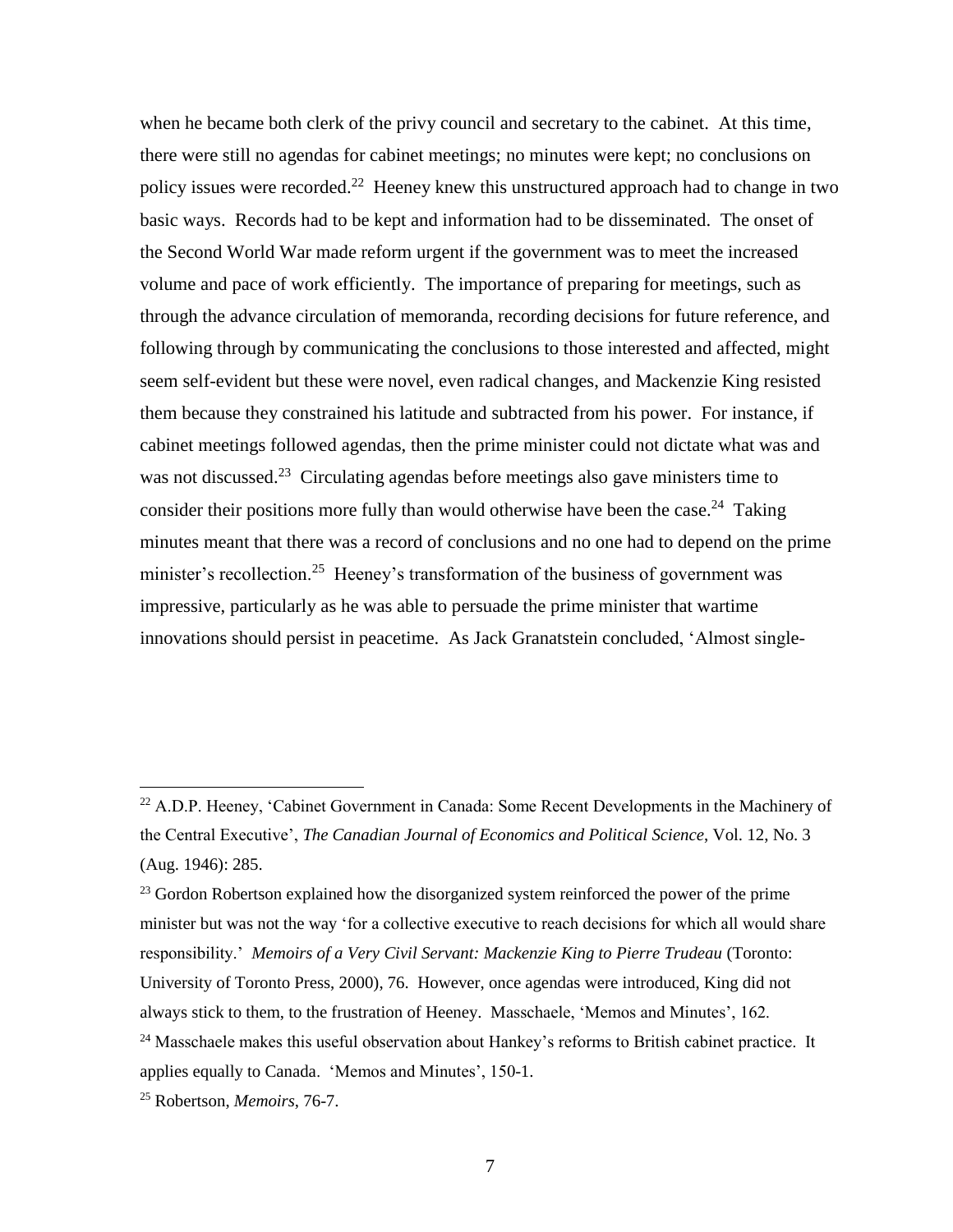when he became both clerk of the privy council and secretary to the cabinet. At this time, there were still no agendas for cabinet meetings; no minutes were kept; no conclusions on policy issues were recorded.[22] Heeney knew this unstructured approach had to change in two basic ways. Records had to be kept and information had to be disseminated. The onset of the Second World War made reform urgent if the government was to meet the increased volume and pace of work efficiently. The importance of preparing for meetings, such as through the advance circulation of memoranda, recording decisions for future reference, and following through by communicating the conclusions to those interested and affected, might seem self-evident but these were novel, even radical changes, and Mackenzie King resisted them because they constrained his latitude and subtracted from his power. For instance, if cabinet meetings followed agendas, then the prime minister could not dictate what was and was not discussed.[23] Circulating agendas before meetings also gave ministers time to consider their positions more fully than would otherwise have been the case.[24] Taking minutes meant that there was a record of conclusions and no one had to depend on the prime minister's recollection.[25] Heeney's transformation of the business of government was impressive, particularly as he was able to persuade the prime minister that wartime innovations should persist in peacetime. As Jack Granatstein concluded, 'Almost single-

---

[22] A.D.P. Heeney, 'Cabinet Government in Canada: Some Recent Developments in the Machinery of the Central Executive', *The Canadian Journal of Economics and Political Science*, Vol. 12, No. 3 (Aug. 1946): 285.

[23] Gordon Robertson explained how the disorganized system reinforced the power of the prime minister but was not the way 'for a collective executive to reach decisions for which all would share responsibility.' *Memoirs of a Very Civil Servant: Mackenzie King to Pierre Trudeau* (Toronto: University of Toronto Press, 2000), 76. However, once agendas were introduced, King did not always stick to them, to the frustration of Heeney. Masschaele, 'Memos and Minutes', 162.

[24] Masschaele makes this useful observation about Hankey's reforms to British cabinet practice. It applies equally to Canada. 'Memos and Minutes', 150-1.

[25] Robertson, *Memoirs*, 76-7.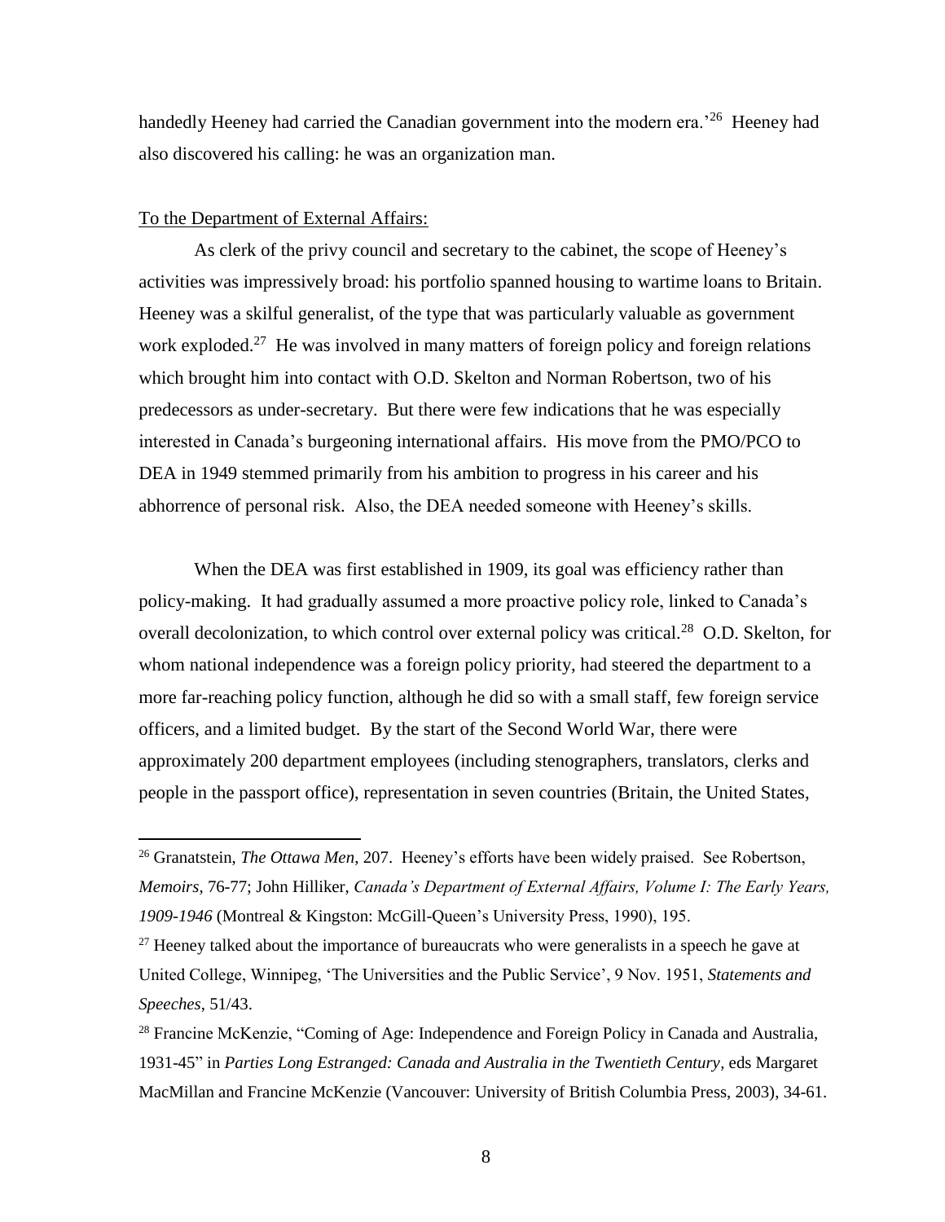handedly Heeney had carried the Canadian government into the modern era.'[26] Heeney had also discovered his calling: he was an organization man.

To the Department of External Affairs:

As clerk of the privy council and secretary to the cabinet, the scope of Heeney's activities was impressively broad: his portfolio spanned housing to wartime loans to Britain. Heeney was a skilful generalist, of the type that was particularly valuable as government work exploded.[27] He was involved in many matters of foreign policy and foreign relations which brought him into contact with O.D. Skelton and Norman Robertson, two of his predecessors as under-secretary. But there were few indications that he was especially interested in Canada's burgeoning international affairs. His move from the PMO/PCO to DEA in 1949 stemmed primarily from his ambition to progress in his career and his abhorrence of personal risk. Also, the DEA needed someone with Heeney's skills.

When the DEA was first established in 1909, its goal was efficiency rather than policy-making. It had gradually assumed a more proactive policy role, linked to Canada's overall decolonization, to which control over external policy was critical.[28] O.D. Skelton, for whom national independence was a foreign policy priority, had steered the department to a more far-reaching policy function, although he did so with a small staff, few foreign service officers, and a limited budget. By the start of the Second World War, there were approximately 200 department employees (including stenographers, translators, clerks and people in the passport office), representation in seven countries (Britain, the United States,

---

[26] Granatstein, *The Ottawa Men*, 207. Heeney's efforts have been widely praised. See Robertson, *Memoirs*, 76-77; John Hilliker, *Canada's Department of External Affairs, Volume I: The Early Years, 1909-1946* (Montreal & Kingston: McGill-Queen's University Press, 1990), 195.

[27] Heeney talked about the importance of bureaucrats who were generalists in a speech he gave at United College, Winnipeg, 'The Universities and the Public Service', 9 Nov. 1951, *Statements and Speeches*, 51/43.

[28] Francine McKenzie, "Coming of Age: Independence and Foreign Policy in Canada and Australia, 1931-45" in *Parties Long Estranged: Canada and Australia in the Twentieth Century*, eds Margaret MacMillan and Francine McKenzie (Vancouver: University of British Columbia Press, 2003), 34-61.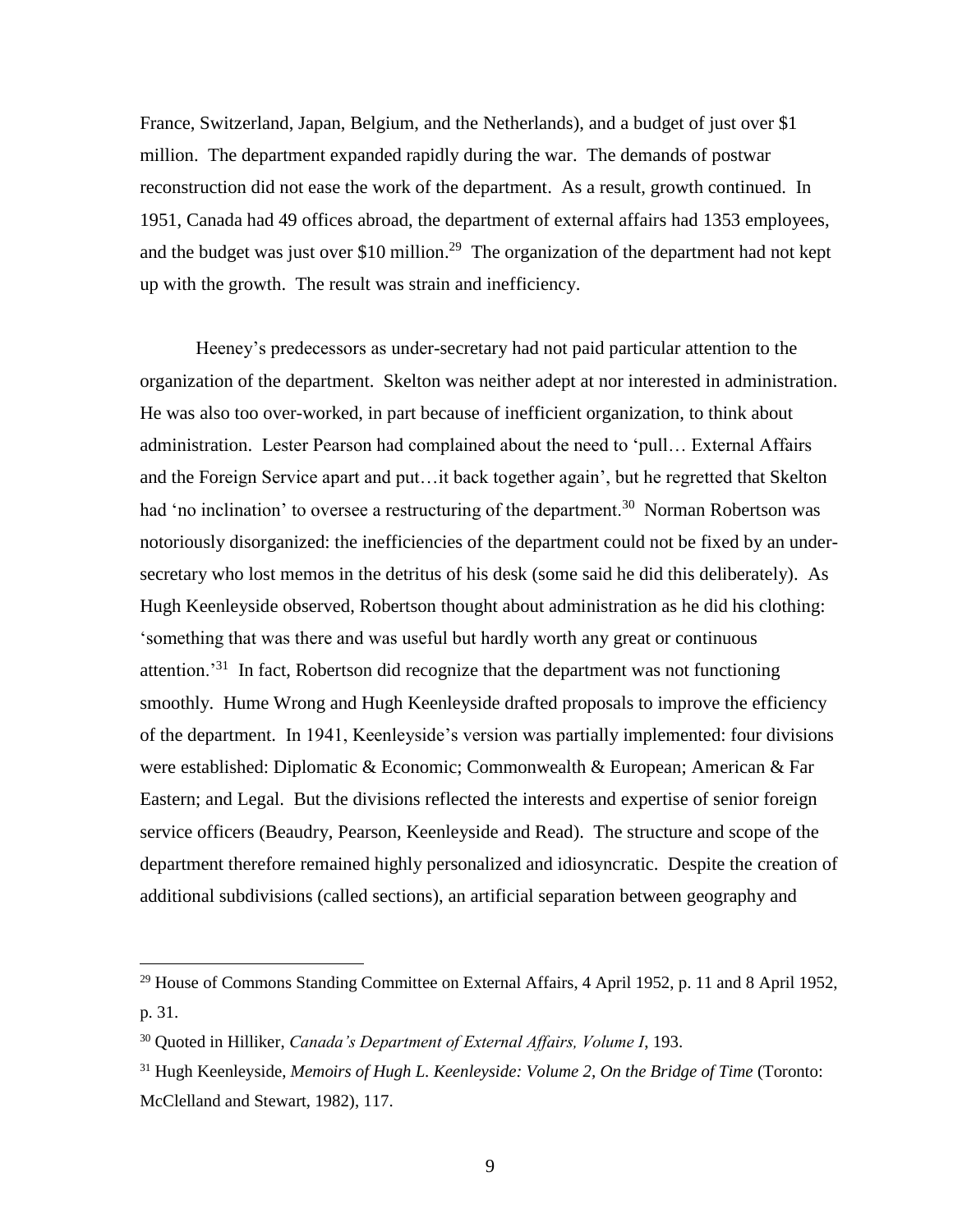France, Switzerland, Japan, Belgium, and the Netherlands), and a budget of just over $1 million. The department expanded rapidly during the war. The demands of postwar reconstruction did not ease the work of the department. As a result, growth continued. In 1951, Canada had 49 offices abroad, the department of external affairs had 1353 employees, and the budget was just over $10 million.[29] The organization of the department had not kept up with the growth. The result was strain and inefficiency.

Heeney's predecessors as under-secretary had not paid particular attention to the organization of the department. Skelton was neither adept at nor interested in administration. He was also too over-worked, in part because of inefficient organization, to think about administration. Lester Pearson had complained about the need to 'pull… External Affairs and the Foreign Service apart and put…it back together again', but he regretted that Skelton had 'no inclination' to oversee a restructuring of the department.[30] Norman Robertson was notoriously disorganized: the inefficiencies of the department could not be fixed by an under-secretary who lost memos in the detritus of his desk (some said he did this deliberately). As Hugh Keenleyside observed, Robertson thought about administration as he did his clothing: 'something that was there and was useful but hardly worth any great or continuous attention.'[31] In fact, Robertson did recognize that the department was not functioning smoothly. Hume Wrong and Hugh Keenleyside drafted proposals to improve the efficiency of the department. In 1941, Keenleyside's version was partially implemented: four divisions were established: Diplomatic & Economic; Commonwealth & European; American & Far Eastern; and Legal. But the divisions reflected the interests and expertise of senior foreign service officers (Beaudry, Pearson, Keenleyside and Read). The structure and scope of the department therefore remained highly personalized and idiosyncratic. Despite the creation of additional subdivisions (called sections), an artificial separation between geography and

---

[29] House of Commons Standing Committee on External Affairs, 4 April 1952, p. 11 and 8 April 1952, p. 31.

[30] Quoted in Hilliker, *Canada's Department of External Affairs, Volume I*, 193.

[31] Hugh Keenleyside, *Memoirs of Hugh L. Keenleyside: Volume 2, On the Bridge of Time* (Toronto: McClelland and Stewart, 1982), 117.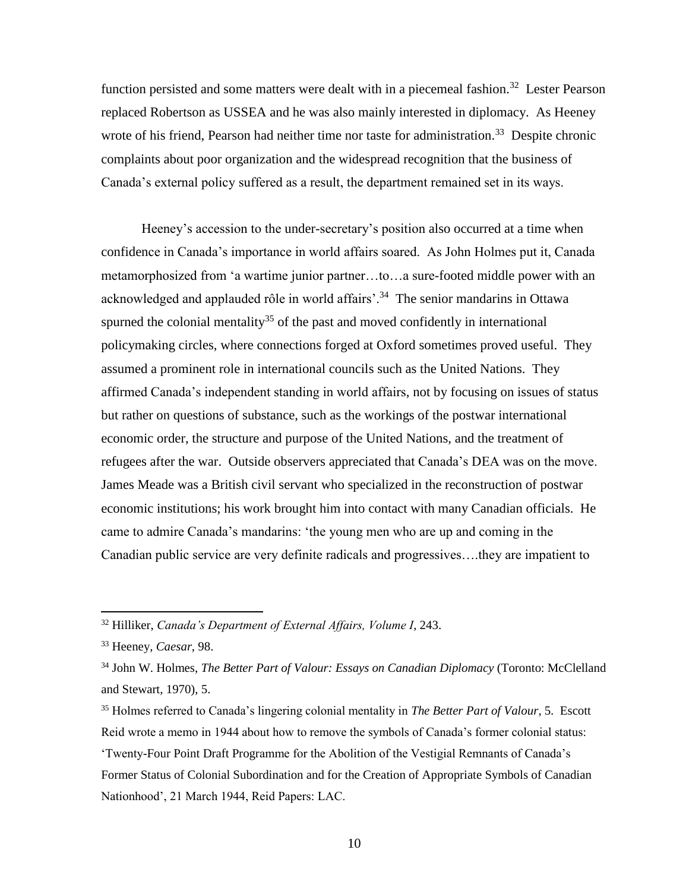function persisted and some matters were dealt with in a piecemeal fashion.[32] Lester Pearson replaced Robertson as USSEA and he was also mainly interested in diplomacy. As Heeney wrote of his friend, Pearson had neither time nor taste for administration.[33] Despite chronic complaints about poor organization and the widespread recognition that the business of Canada's external policy suffered as a result, the department remained set in its ways.

Heeney's accession to the under-secretary's position also occurred at a time when confidence in Canada's importance in world affairs soared. As John Holmes put it, Canada metamorphosized from 'a wartime junior partner…to…a sure-footed middle power with an acknowledged and applauded rôle in world affairs'.[34] The senior mandarins in Ottawa spurned the colonial mentality[35] of the past and moved confidently in international policymaking circles, where connections forged at Oxford sometimes proved useful. They assumed a prominent role in international councils such as the United Nations. They affirmed Canada's independent standing in world affairs, not by focusing on issues of status but rather on questions of substance, such as the workings of the postwar international economic order, the structure and purpose of the United Nations, and the treatment of refugees after the war. Outside observers appreciated that Canada's DEA was on the move. James Meade was a British civil servant who specialized in the reconstruction of postwar economic institutions; his work brought him into contact with many Canadian officials. He came to admire Canada's mandarins: 'the young men who are up and coming in the Canadian public service are very definite radicals and progressives….they are impatient to

---

[32] Hilliker, *Canada's Department of External Affairs, Volume I*, 243.

[33] Heeney, *Caesar*, 98.

[34] John W. Holmes, *The Better Part of Valour: Essays on Canadian Diplomacy* (Toronto: McClelland and Stewart, 1970), 5.

[35] Holmes referred to Canada's lingering colonial mentality in *The Better Part of Valour*, 5. Escott Reid wrote a memo in 1944 about how to remove the symbols of Canada's former colonial status: 'Twenty-Four Point Draft Programme for the Abolition of the Vestigial Remnants of Canada's Former Status of Colonial Subordination and for the Creation of Appropriate Symbols of Canadian Nationhood', 21 March 1944, Reid Papers: LAC.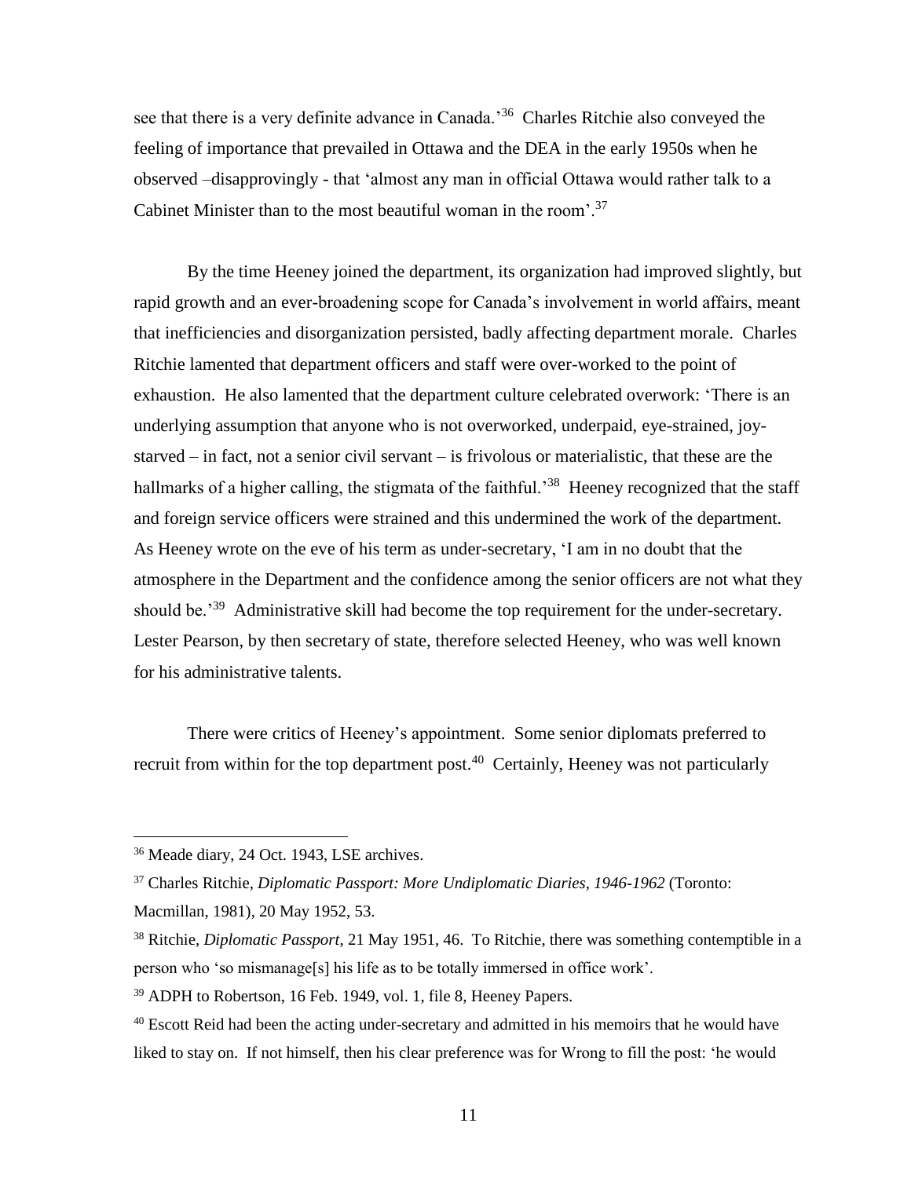see that there is a very definite advance in Canada.'[36] Charles Ritchie also conveyed the feeling of importance that prevailed in Ottawa and the DEA in the early 1950s when he observed –disapprovingly - that 'almost any man in official Ottawa would rather talk to a Cabinet Minister than to the most beautiful woman in the room'.[37]

By the time Heeney joined the department, its organization had improved slightly, but rapid growth and an ever-broadening scope for Canada's involvement in world affairs, meant that inefficiencies and disorganization persisted, badly affecting department morale. Charles Ritchie lamented that department officers and staff were over-worked to the point of exhaustion. He also lamented that the department culture celebrated overwork: 'There is an underlying assumption that anyone who is not overworked, underpaid, eye-strained, joy-starved – in fact, not a senior civil servant – is frivolous or materialistic, that these are the hallmarks of a higher calling, the stigmata of the faithful.'[38] Heeney recognized that the staff and foreign service officers were strained and this undermined the work of the department. As Heeney wrote on the eve of his term as under-secretary, 'I am in no doubt that the atmosphere in the Department and the confidence among the senior officers are not what they should be.'[39] Administrative skill had become the top requirement for the under-secretary. Lester Pearson, by then secretary of state, therefore selected Heeney, who was well known for his administrative talents.

There were critics of Heeney's appointment. Some senior diplomats preferred to recruit from within for the top department post.[40] Certainly, Heeney was not particularly

---

[36] Meade diary, 24 Oct. 1943, LSE archives.

[37] Charles Ritchie, *Diplomatic Passport: More Undiplomatic Diaries, 1946-1962* (Toronto: Macmillan, 1981), 20 May 1952, 53.

[38] Ritchie, *Diplomatic Passport*, 21 May 1951, 46. To Ritchie, there was something contemptible in a person who 'so mismanage[s] his life as to be totally immersed in office work'.

[39] ADPH to Robertson, 16 Feb. 1949, vol. 1, file 8, Heeney Papers.

[40] Escott Reid had been the acting under-secretary and admitted in his memoirs that he would have liked to stay on. If not himself, then his clear preference was for Wrong to fill the post: 'he would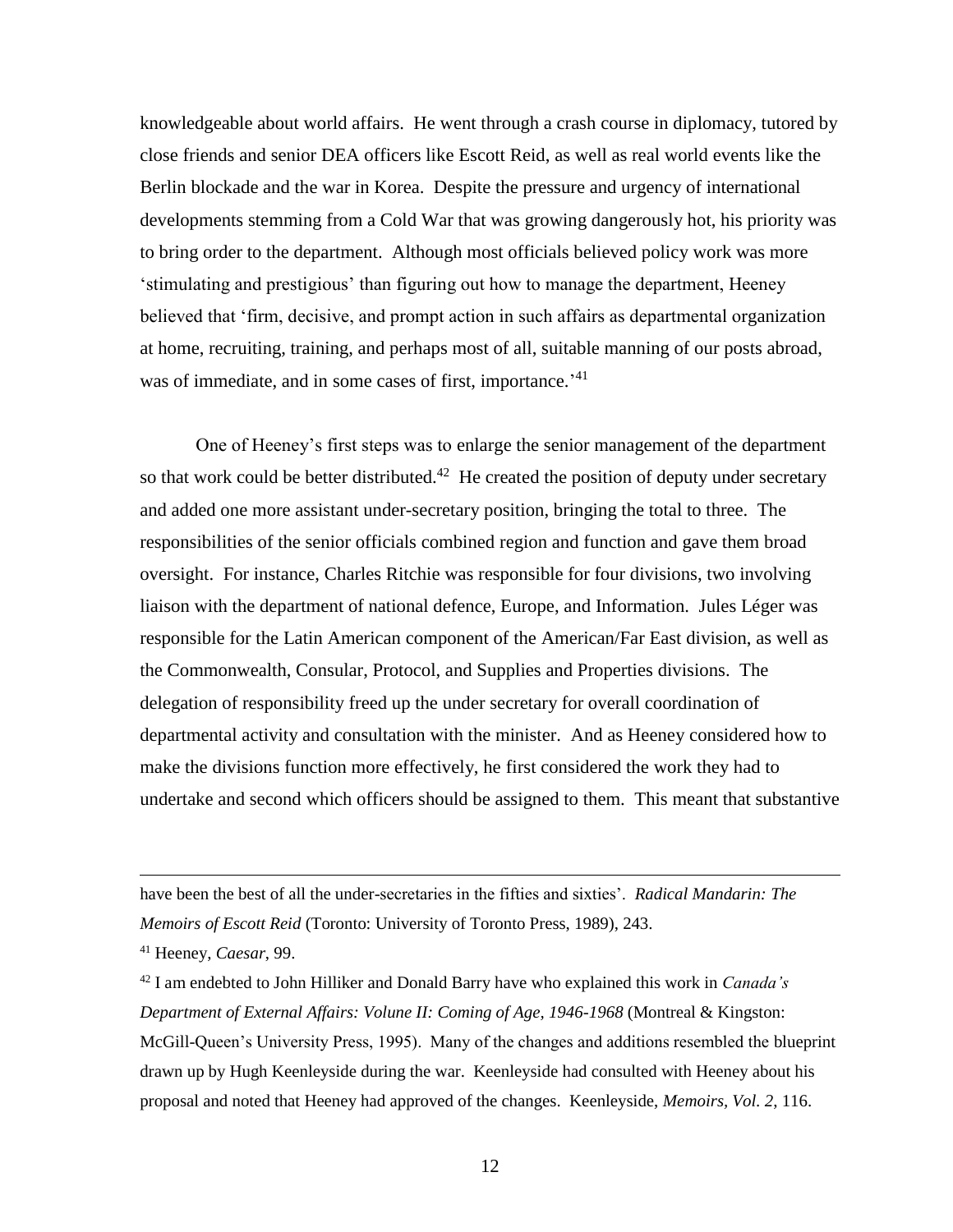knowledgeable about world affairs. He went through a crash course in diplomacy, tutored by close friends and senior DEA officers like Escott Reid, as well as real world events like the Berlin blockade and the war in Korea. Despite the pressure and urgency of international developments stemming from a Cold War that was growing dangerously hot, his priority was to bring order to the department. Although most officials believed policy work was more 'stimulating and prestigious' than figuring out how to manage the department, Heeney believed that 'firm, decisive, and prompt action in such affairs as departmental organization at home, recruiting, training, and perhaps most of all, suitable manning of our posts abroad, was of immediate, and in some cases of first, importance.'[41]

One of Heeney's first steps was to enlarge the senior management of the department so that work could be better distributed.[42] He created the position of deputy under secretary and added one more assistant under-secretary position, bringing the total to three. The responsibilities of the senior officials combined region and function and gave them broad oversight. For instance, Charles Ritchie was responsible for four divisions, two involving liaison with the department of national defence, Europe, and Information. Jules Léger was responsible for the Latin American component of the American/Far East division, as well as the Commonwealth, Consular, Protocol, and Supplies and Properties divisions. The delegation of responsibility freed up the under secretary for overall coordination of departmental activity and consultation with the minister. And as Heeney considered how to make the divisions function more effectively, he first considered the work they had to undertake and second which officers should be assigned to them. This meant that substantive

---

have been the best of all the under-secretaries in the fifties and sixties'. *Radical Mandarin: The Memoirs of Escott Reid* (Toronto: University of Toronto Press, 1989), 243.

[41] Heeney, *Caesar*, 99.

[42] I am endebted to John Hilliker and Donald Barry have who explained this work in *Canada's Department of External Affairs: Volume II: Coming of Age, 1946-1968* (Montreal & Kingston: McGill-Queen's University Press, 1995). Many of the changes and additions resembled the blueprint drawn up by Hugh Keenleyside during the war. Keenleyside had consulted with Heeney about his proposal and noted that Heeney had approved of the changes. Keenleyside, *Memoirs, Vol. 2*, 116.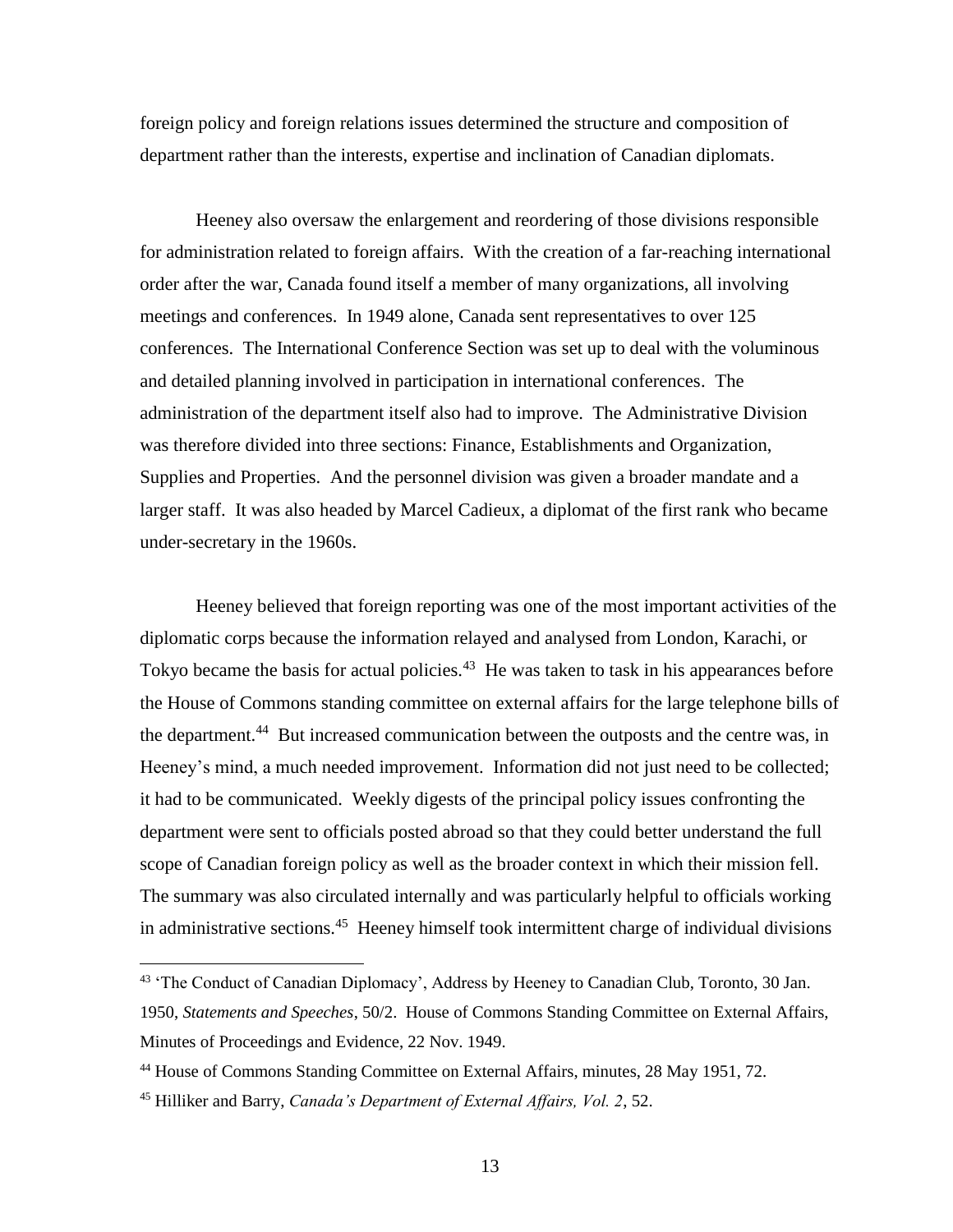foreign policy and foreign relations issues determined the structure and composition of department rather than the interests, expertise and inclination of Canadian diplomats.

Heeney also oversaw the enlargement and reordering of those divisions responsible for administration related to foreign affairs. With the creation of a far-reaching international order after the war, Canada found itself a member of many organizations, all involving meetings and conferences. In 1949 alone, Canada sent representatives to over 125 conferences. The International Conference Section was set up to deal with the voluminous and detailed planning involved in participation in international conferences. The administration of the department itself also had to improve. The Administrative Division was therefore divided into three sections: Finance, Establishments and Organization, Supplies and Properties. And the personnel division was given a broader mandate and a larger staff. It was also headed by Marcel Cadieux, a diplomat of the first rank who became under-secretary in the 1960s.

Heeney believed that foreign reporting was one of the most important activities of the diplomatic corps because the information relayed and analysed from London, Karachi, or Tokyo became the basis for actual policies.[43] He was taken to task in his appearances before the House of Commons standing committee on external affairs for the large telephone bills of the department.[44] But increased communication between the outposts and the centre was, in Heeney's mind, a much needed improvement. Information did not just need to be collected; it had to be communicated. Weekly digests of the principal policy issues confronting the department were sent to officials posted abroad so that they could better understand the full scope of Canadian foreign policy as well as the broader context in which their mission fell. The summary was also circulated internally and was particularly helpful to officials working in administrative sections.[45] Heeney himself took intermittent charge of individual divisions

---

[43] 'The Conduct of Canadian Diplomacy', Address by Heeney to Canadian Club, Toronto, 30 Jan. 1950, *Statements and Speeches*, 50/2. House of Commons Standing Committee on External Affairs, Minutes of Proceedings and Evidence, 22 Nov. 1949.

[44] House of Commons Standing Committee on External Affairs, minutes, 28 May 1951, 72.

[45] Hilliker and Barry, *Canada's Department of External Affairs, Vol. 2*, 52.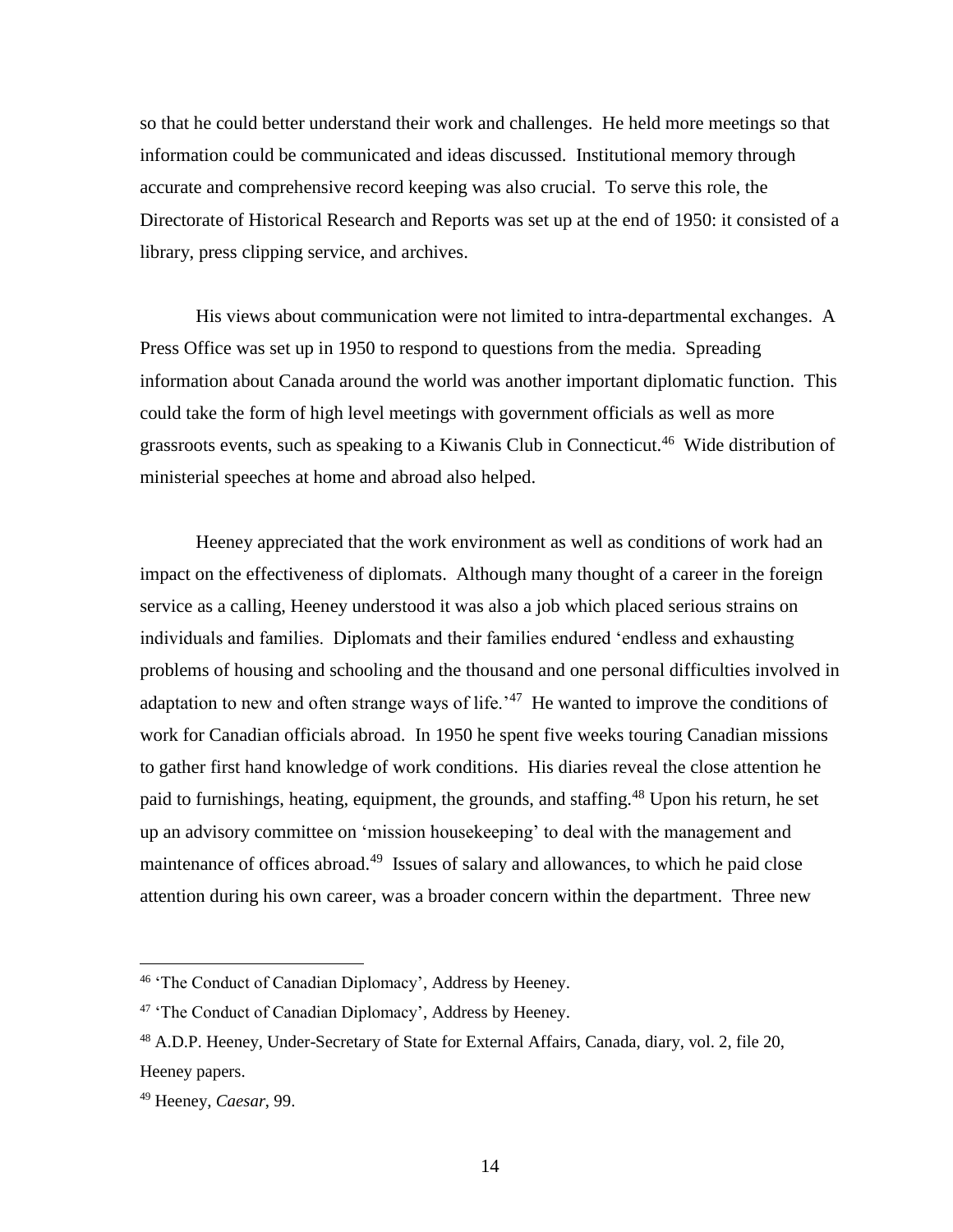so that he could better understand their work and challenges. He held more meetings so that information could be communicated and ideas discussed. Institutional memory through accurate and comprehensive record keeping was also crucial. To serve this role, the Directorate of Historical Research and Reports was set up at the end of 1950: it consisted of a library, press clipping service, and archives.

His views about communication were not limited to intra-departmental exchanges. A Press Office was set up in 1950 to respond to questions from the media. Spreading information about Canada around the world was another important diplomatic function. This could take the form of high level meetings with government officials as well as more grassroots events, such as speaking to a Kiwanis Club in Connecticut.[46] Wide distribution of ministerial speeches at home and abroad also helped.

Heeney appreciated that the work environment as well as conditions of work had an impact on the effectiveness of diplomats. Although many thought of a career in the foreign service as a calling, Heeney understood it was also a job which placed serious strains on individuals and families. Diplomats and their families endured 'endless and exhausting problems of housing and schooling and the thousand and one personal difficulties involved in adaptation to new and often strange ways of life.'[47] He wanted to improve the conditions of work for Canadian officials abroad. In 1950 he spent five weeks touring Canadian missions to gather first hand knowledge of work conditions. His diaries reveal the close attention he paid to furnishings, heating, equipment, the grounds, and staffing.[48] Upon his return, he set up an advisory committee on 'mission housekeeping' to deal with the management and maintenance of offices abroad.[49] Issues of salary and allowances, to which he paid close attention during his own career, was a broader concern within the department. Three new

---

[46] 'The Conduct of Canadian Diplomacy', Address by Heeney.

[47] 'The Conduct of Canadian Diplomacy', Address by Heeney.

[48] A.D.P. Heeney, Under-Secretary of State for External Affairs, Canada, diary, vol. 2, file 20, Heeney papers.

[49] Heeney, *Caesar*, 99.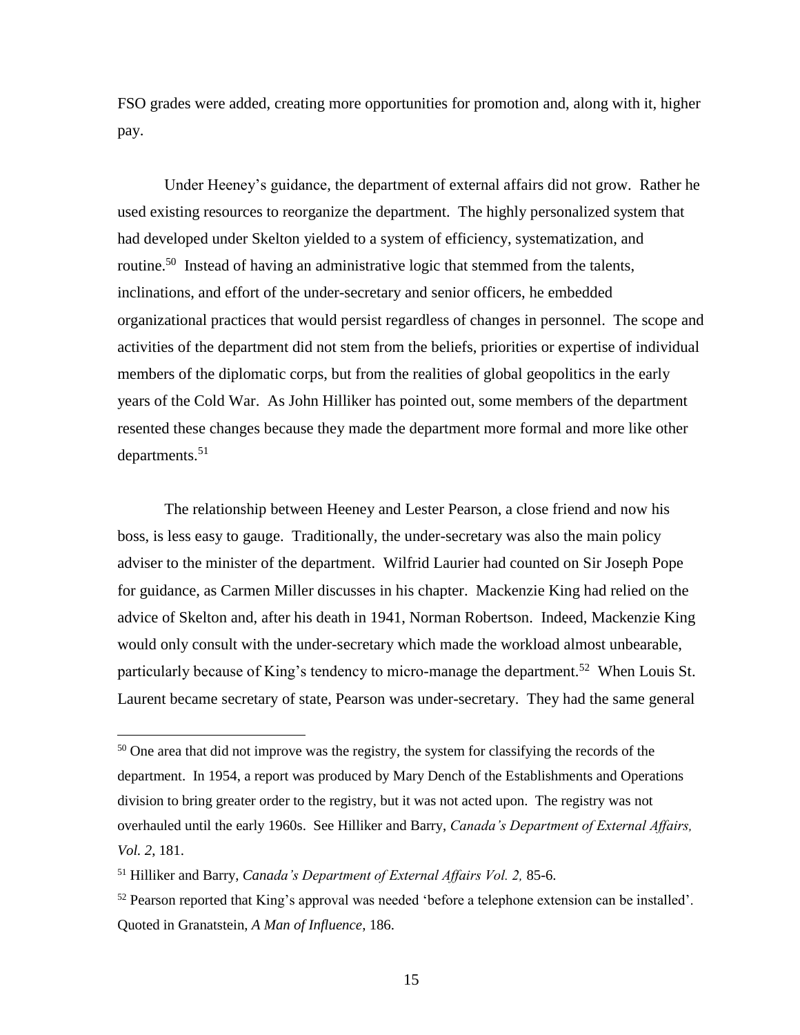FSO grades were added, creating more opportunities for promotion and, along with it, higher pay.

Under Heeney's guidance, the department of external affairs did not grow. Rather he used existing resources to reorganize the department. The highly personalized system that had developed under Skelton yielded to a system of efficiency, systematization, and routine.[50] Instead of having an administrative logic that stemmed from the talents, inclinations, and effort of the under-secretary and senior officers, he embedded organizational practices that would persist regardless of changes in personnel. The scope and activities of the department did not stem from the beliefs, priorities or expertise of individual members of the diplomatic corps, but from the realities of global geopolitics in the early years of the Cold War. As John Hilliker has pointed out, some members of the department resented these changes because they made the department more formal and more like other departments.[51]

The relationship between Heeney and Lester Pearson, a close friend and now his boss, is less easy to gauge. Traditionally, the under-secretary was also the main policy adviser to the minister of the department. Wilfrid Laurier had counted on Sir Joseph Pope for guidance, as Carmen Miller discusses in his chapter. Mackenzie King had relied on the advice of Skelton and, after his death in 1941, Norman Robertson. Indeed, Mackenzie King would only consult with the under-secretary which made the workload almost unbearable, particularly because of King's tendency to micro-manage the department.[52] When Louis St. Laurent became secretary of state, Pearson was under-secretary. They had the same general

---

[50] One area that did not improve was the registry, the system for classifying the records of the department. In 1954, a report was produced by Mary Dench of the Establishments and Operations division to bring greater order to the registry, but it was not acted upon. The registry was not overhauled until the early 1960s. See Hilliker and Barry, *Canada's Department of External Affairs, Vol. 2*, 181.

[51] Hilliker and Barry, *Canada's Department of External Affairs Vol. 2,* 85-6.

[52] Pearson reported that King's approval was needed 'before a telephone extension can be installed'. Quoted in Granatstein, *A Man of Influence*, 186.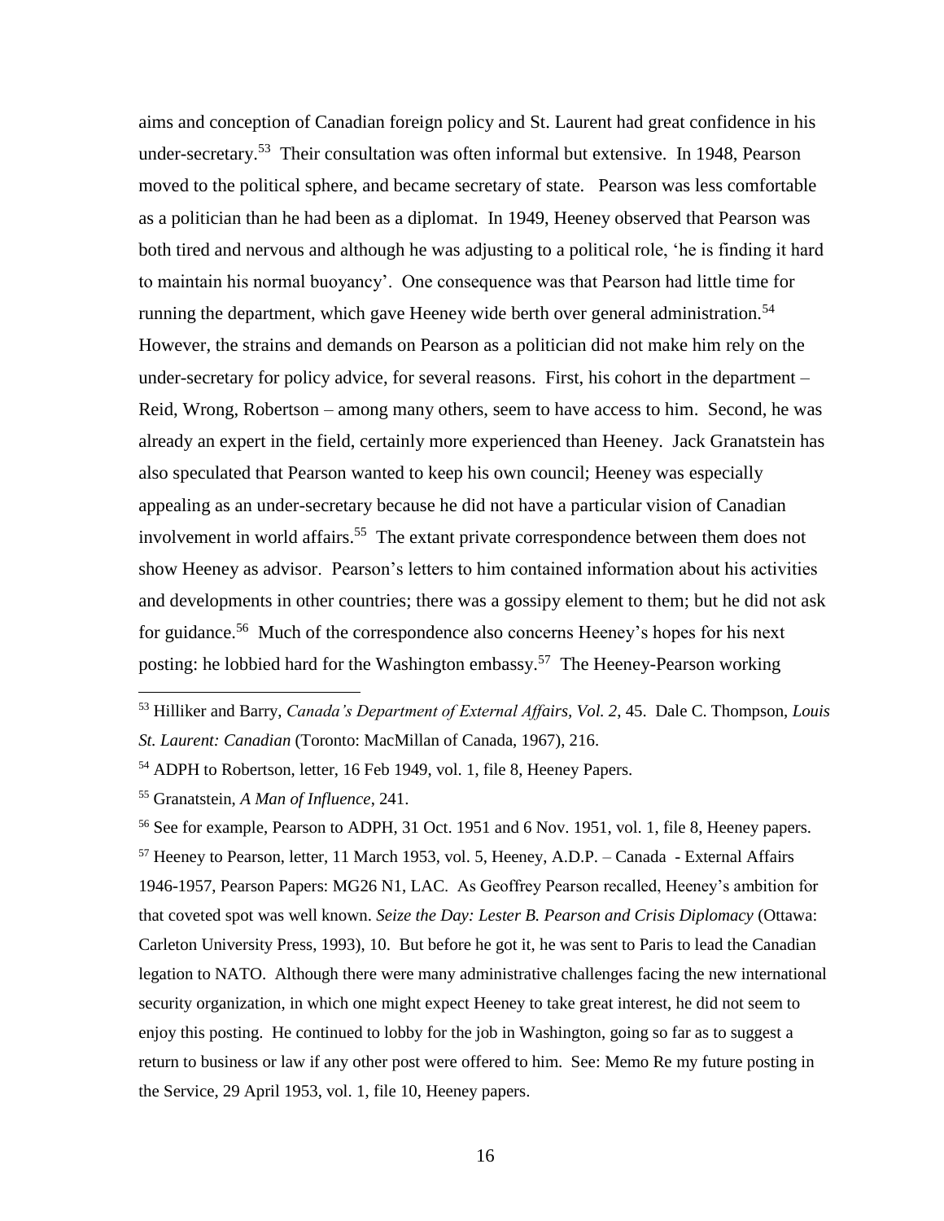aims and conception of Canadian foreign policy and St. Laurent had great confidence in his under-secretary.[53] Their consultation was often informal but extensive. In 1948, Pearson moved to the political sphere, and became secretary of state. Pearson was less comfortable as a politician than he had been as a diplomat. In 1949, Heeney observed that Pearson was both tired and nervous and although he was adjusting to a political role, 'he is finding it hard to maintain his normal buoyancy'. One consequence was that Pearson had little time for running the department, which gave Heeney wide berth over general administration.[54] However, the strains and demands on Pearson as a politician did not make him rely on the under-secretary for policy advice, for several reasons. First, his cohort in the department – Reid, Wrong, Robertson – among many others, seem to have access to him. Second, he was already an expert in the field, certainly more experienced than Heeney. Jack Granatstein has also speculated that Pearson wanted to keep his own council; Heeney was especially appealing as an under-secretary because he did not have a particular vision of Canadian involvement in world affairs.[55] The extant private correspondence between them does not show Heeney as advisor. Pearson's letters to him contained information about his activities and developments in other countries; there was a gossipy element to them; but he did not ask for guidance.[56] Much of the correspondence also concerns Heeney's hopes for his next posting: he lobbied hard for the Washington embassy.[57] The Heeney-Pearson working

---

[53] Hilliker and Barry, *Canada's Department of External Affairs, Vol. 2*, 45. Dale C. Thompson, *Louis St. Laurent: Canadian* (Toronto: MacMillan of Canada, 1967), 216.

[54] ADPH to Robertson, letter, 16 Feb 1949, vol. 1, file 8, Heeney Papers.

[55] Granatstein, *A Man of Influence*, 241.

[56] See for example, Pearson to ADPH, 31 Oct. 1951 and 6 Nov. 1951, vol. 1, file 8, Heeney papers.

[57] Heeney to Pearson, letter, 11 March 1953, vol. 5, Heeney, A.D.P. – Canada - External Affairs 1946-1957, Pearson Papers: MG26 N1, LAC. As Geoffrey Pearson recalled, Heeney's ambition for that coveted spot was well known. *Seize the Day: Lester B. Pearson and Crisis Diplomacy* (Ottawa: Carleton University Press, 1993), 10. But before he got it, he was sent to Paris to lead the Canadian legation to NATO. Although there were many administrative challenges facing the new international security organization, in which one might expect Heeney to take great interest, he did not seem to enjoy this posting. He continued to lobby for the job in Washington, going so far as to suggest a return to business or law if any other post were offered to him. See: Memo Re my future posting in the Service, 29 April 1953, vol. 1, file 10, Heeney papers.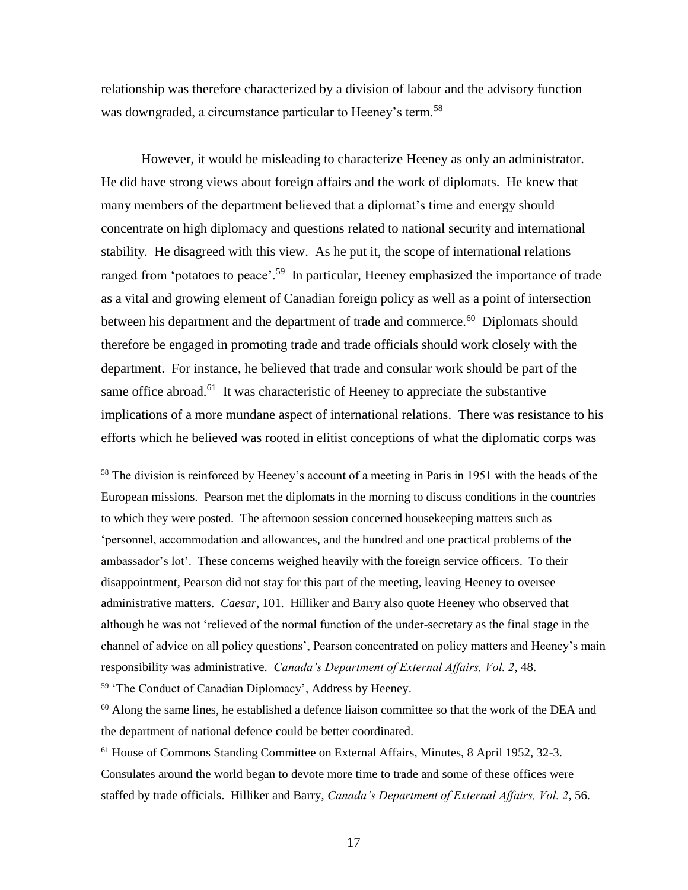relationship was therefore characterized by a division of labour and the advisory function was downgraded, a circumstance particular to Heeney's term.[58]

However, it would be misleading to characterize Heeney as only an administrator. He did have strong views about foreign affairs and the work of diplomats. He knew that many members of the department believed that a diplomat's time and energy should concentrate on high diplomacy and questions related to national security and international stability. He disagreed with this view. As he put it, the scope of international relations ranged from 'potatoes to peace'.[59] In particular, Heeney emphasized the importance of trade as a vital and growing element of Canadian foreign policy as well as a point of intersection between his department and the department of trade and commerce.[60] Diplomats should therefore be engaged in promoting trade and trade officials should work closely with the department. For instance, he believed that trade and consular work should be part of the same office abroad.[61] It was characteristic of Heeney to appreciate the substantive implications of a more mundane aspect of international relations. There was resistance to his efforts which he believed was rooted in elitist conceptions of what the diplomatic corps was

---

[58] The division is reinforced by Heeney's account of a meeting in Paris in 1951 with the heads of the European missions. Pearson met the diplomats in the morning to discuss conditions in the countries to which they were posted. The afternoon session concerned housekeeping matters such as 'personnel, accommodation and allowances, and the hundred and one practical problems of the ambassador's lot'. These concerns weighed heavily with the foreign service officers. To their disappointment, Pearson did not stay for this part of the meeting, leaving Heeney to oversee administrative matters. *Caesar*, 101. Hilliker and Barry also quote Heeney who observed that although he was not 'relieved of the normal function of the under-secretary as the final stage in the channel of advice on all policy questions', Pearson concentrated on policy matters and Heeney's main responsibility was administrative. *Canada's Department of External Affairs, Vol. 2*, 48.

[59] 'The Conduct of Canadian Diplomacy', Address by Heeney.

[60] Along the same lines, he established a defence liaison committee so that the work of the DEA and the department of national defence could be better coordinated.

[61] House of Commons Standing Committee on External Affairs, Minutes, 8 April 1952, 32-3. Consulates around the world began to devote more time to trade and some of these offices were staffed by trade officials. Hilliker and Barry, *Canada's Department of External Affairs, Vol. 2*, 56.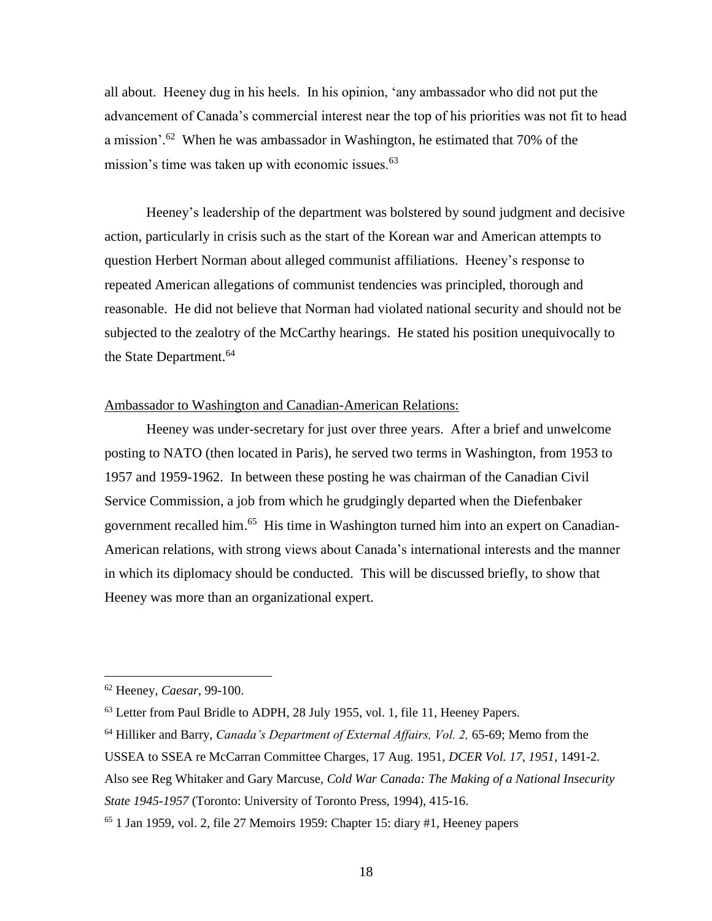all about. Heeney dug in his heels. In his opinion, 'any ambassador who did not put the advancement of Canada's commercial interest near the top of his priorities was not fit to head a mission'.[62] When he was ambassador in Washington, he estimated that 70% of the mission's time was taken up with economic issues.[63]

Heeney's leadership of the department was bolstered by sound judgment and decisive action, particularly in crisis such as the start of the Korean war and American attempts to question Herbert Norman about alleged communist affiliations. Heeney's response to repeated American allegations of communist tendencies was principled, thorough and reasonable. He did not believe that Norman had violated national security and should not be subjected to the zealotry of the McCarthy hearings. He stated his position unequivocally to the State Department.[64]

Ambassador to Washington and Canadian-American Relations:

Heeney was under-secretary for just over three years. After a brief and unwelcome posting to NATO (then located in Paris), he served two terms in Washington, from 1953 to 1957 and 1959-1962. In between these posting he was chairman of the Canadian Civil Service Commission, a job from which he grudgingly departed when the Diefenbaker government recalled him.[65] His time in Washington turned him into an expert on Canadian-American relations, with strong views about Canada's international interests and the manner in which its diplomacy should be conducted. This will be discussed briefly, to show that Heeney was more than an organizational expert.

---

[62] Heeney, *Caesar*, 99-100.

[63] Letter from Paul Bridle to ADPH, 28 July 1955, vol. 1, file 11, Heeney Papers.

[64] Hilliker and Barry, *Canada's Department of External Affairs, Vol. 2,* 65-69; Memo from the USSEA to SSEA re McCarran Committee Charges, 17 Aug. 1951, *DCER Vol. 17, 1951*, 1491-2. Also see Reg Whitaker and Gary Marcuse, *Cold War Canada: The Making of a National Insecurity State 1945-1957* (Toronto: University of Toronto Press, 1994), 415-16.

[65] 1 Jan 1959, vol. 2, file 27 Memoirs 1959: Chapter 15: diary #1, Heeney papers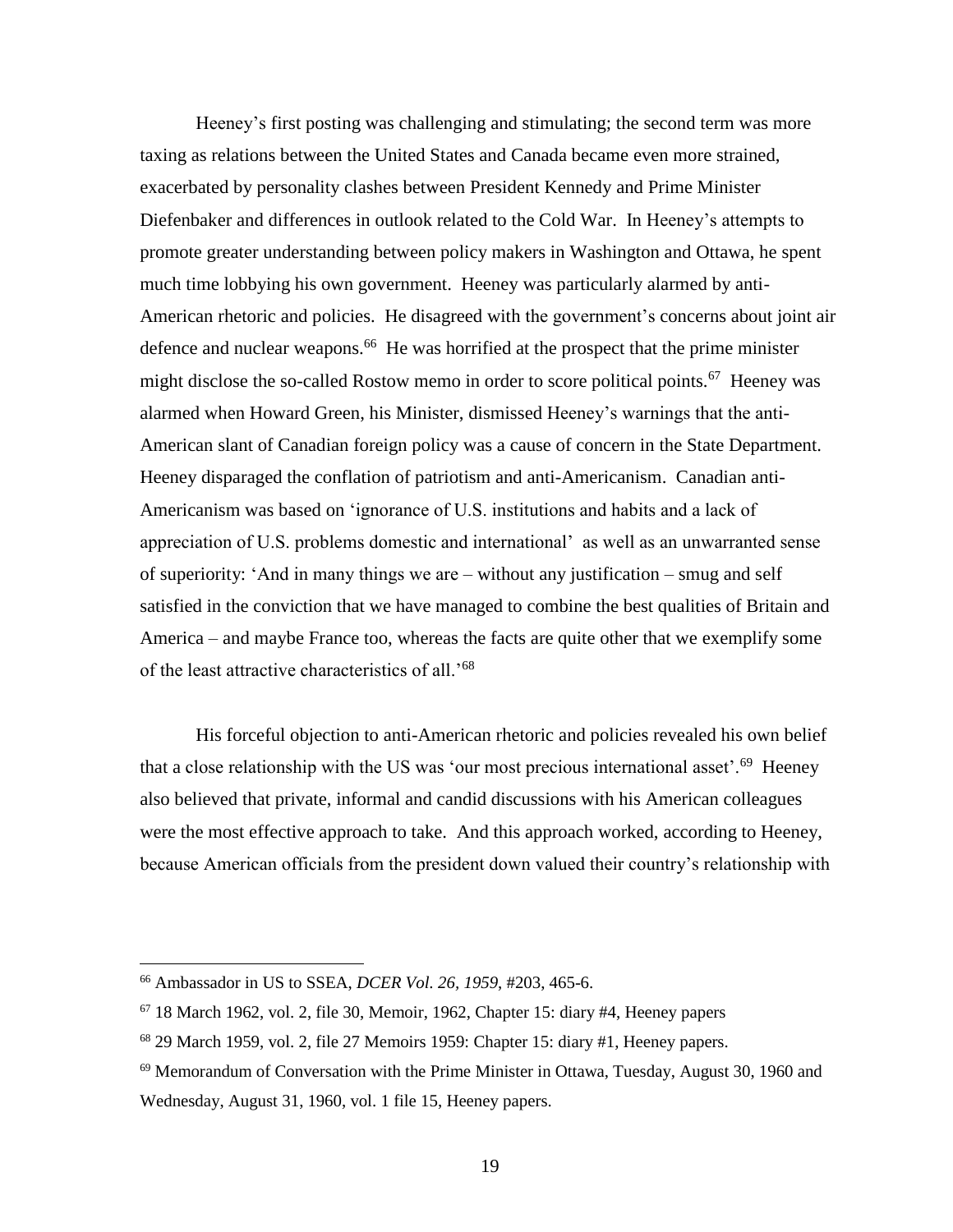Heeney's first posting was challenging and stimulating; the second term was more taxing as relations between the United States and Canada became even more strained, exacerbated by personality clashes between President Kennedy and Prime Minister Diefenbaker and differences in outlook related to the Cold War. In Heeney's attempts to promote greater understanding between policy makers in Washington and Ottawa, he spent much time lobbying his own government. Heeney was particularly alarmed by anti-American rhetoric and policies. He disagreed with the government's concerns about joint air defence and nuclear weapons.[66] He was horrified at the prospect that the prime minister might disclose the so-called Rostow memo in order to score political points.[67] Heeney was alarmed when Howard Green, his Minister, dismissed Heeney's warnings that the anti-American slant of Canadian foreign policy was a cause of concern in the State Department. Heeney disparaged the conflation of patriotism and anti-Americanism. Canadian anti-Americanism was based on 'ignorance of U.S. institutions and habits and a lack of appreciation of U.S. problems domestic and international' as well as an unwarranted sense of superiority: 'And in many things we are – without any justification – smug and self satisfied in the conviction that we have managed to combine the best qualities of Britain and America – and maybe France too, whereas the facts are quite other that we exemplify some of the least attractive characteristics of all.'[68]

His forceful objection to anti-American rhetoric and policies revealed his own belief that a close relationship with the US was 'our most precious international asset'.[69] Heeney also believed that private, informal and candid discussions with his American colleagues were the most effective approach to take. And this approach worked, according to Heeney, because American officials from the president down valued their country's relationship with

---

[66] Ambassador in US to SSEA, *DCER Vol. 26, 1959*, #203, 465-6.

[67] 18 March 1962, vol. 2, file 30, Memoir, 1962, Chapter 15: diary #4, Heeney papers

[68] 29 March 1959, vol. 2, file 27 Memoirs 1959: Chapter 15: diary #1, Heeney papers.

[69] Memorandum of Conversation with the Prime Minister in Ottawa, Tuesday, August 30, 1960 and Wednesday, August 31, 1960, vol. 1 file 15, Heeney papers.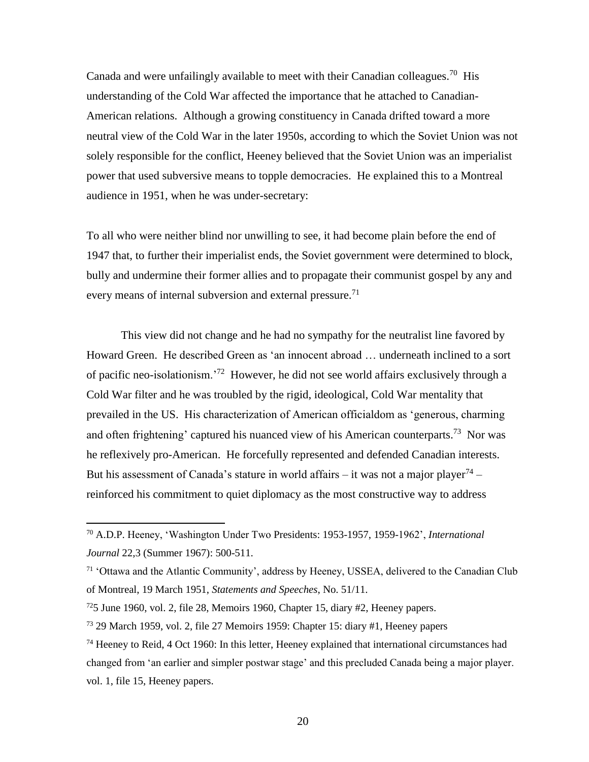Canada and were unfailingly available to meet with their Canadian colleagues.[70] His understanding of the Cold War affected the importance that he attached to Canadian-American relations. Although a growing constituency in Canada drifted toward a more neutral view of the Cold War in the later 1950s, according to which the Soviet Union was not solely responsible for the conflict, Heeney believed that the Soviet Union was an imperialist power that used subversive means to topple democracies. He explained this to a Montreal audience in 1951, when he was under-secretary:

To all who were neither blind nor unwilling to see, it had become plain before the end of 1947 that, to further their imperialist ends, the Soviet government were determined to block, bully and undermine their former allies and to propagate their communist gospel by any and every means of internal subversion and external pressure.[71]

This view did not change and he had no sympathy for the neutralist line favored by Howard Green. He described Green as 'an innocent abroad … underneath inclined to a sort of pacific neo-isolationism.'[72] However, he did not see world affairs exclusively through a Cold War filter and he was troubled by the rigid, ideological, Cold War mentality that prevailed in the US. His characterization of American officialdom as 'generous, charming and often frightening' captured his nuanced view of his American counterparts.[73] Nor was he reflexively pro-American. He forcefully represented and defended Canadian interests. But his assessment of Canada's stature in world affairs – it was not a major player[74] – reinforced his commitment to quiet diplomacy as the most constructive way to address

---

[70] A.D.P. Heeney, 'Washington Under Two Presidents: 1953-1957, 1959-1962', *International Journal* 22,3 (Summer 1967): 500-511.

[71] 'Ottawa and the Atlantic Community', address by Heeney, USSEA, delivered to the Canadian Club of Montreal, 19 March 1951, *Statements and Speeches*, No. 51/11.

[72] 5 June 1960, vol. 2, file 28, Memoirs 1960, Chapter 15, diary #2, Heeney papers.

[73] 29 March 1959, vol. 2, file 27 Memoirs 1959: Chapter 15: diary #1, Heeney papers

[74] Heeney to Reid, 4 Oct 1960: In this letter, Heeney explained that international circumstances had changed from 'an earlier and simpler postwar stage' and this precluded Canada being a major player. vol. 1, file 15, Heeney papers.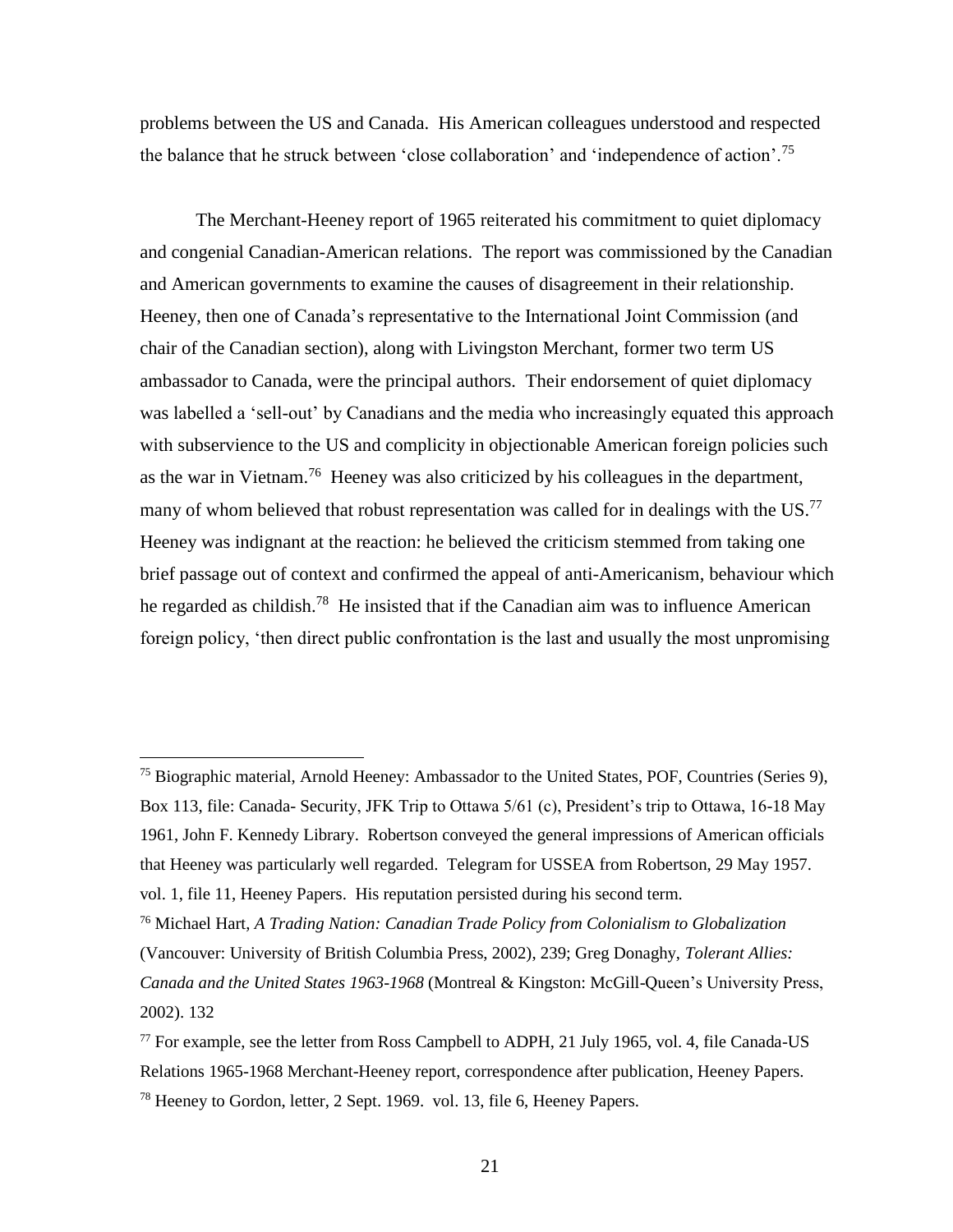problems between the US and Canada. His American colleagues understood and respected the balance that he struck between 'close collaboration' and 'independence of action'.[75]

The Merchant-Heeney report of 1965 reiterated his commitment to quiet diplomacy and congenial Canadian-American relations. The report was commissioned by the Canadian and American governments to examine the causes of disagreement in their relationship. Heeney, then one of Canada's representative to the International Joint Commission (and chair of the Canadian section), along with Livingston Merchant, former two term US ambassador to Canada, were the principal authors. Their endorsement of quiet diplomacy was labelled a 'sell-out' by Canadians and the media who increasingly equated this approach with subservience to the US and complicity in objectionable American foreign policies such as the war in Vietnam.[76] Heeney was also criticized by his colleagues in the department, many of whom believed that robust representation was called for in dealings with the US.[77] Heeney was indignant at the reaction: he believed the criticism stemmed from taking one brief passage out of context and confirmed the appeal of anti-Americanism, behaviour which he regarded as childish.[78] He insisted that if the Canadian aim was to influence American foreign policy, 'then direct public confrontation is the last and usually the most unpromising

---

[75] Biographic material, Arnold Heeney: Ambassador to the United States, POF, Countries (Series 9), Box 113, file: Canada- Security, JFK Trip to Ottawa 5/61 (c), President's trip to Ottawa, 16-18 May 1961, John F. Kennedy Library. Robertson conveyed the general impressions of American officials that Heeney was particularly well regarded. Telegram for USSEA from Robertson, 29 May 1957. vol. 1, file 11, Heeney Papers. His reputation persisted during his second term.

[76] Michael Hart, *A Trading Nation: Canadian Trade Policy from Colonialism to Globalization* (Vancouver: University of British Columbia Press, 2002), 239; Greg Donaghy, *Tolerant Allies: Canada and the United States 1963-1968* (Montreal & Kingston: McGill-Queen's University Press, 2002). 132

[77] For example, see the letter from Ross Campbell to ADPH, 21 July 1965, vol. 4, file Canada-US Relations 1965-1968 Merchant-Heeney report, correspondence after publication, Heeney Papers.

[78] Heeney to Gordon, letter, 2 Sept. 1969. vol. 13, file 6, Heeney Papers.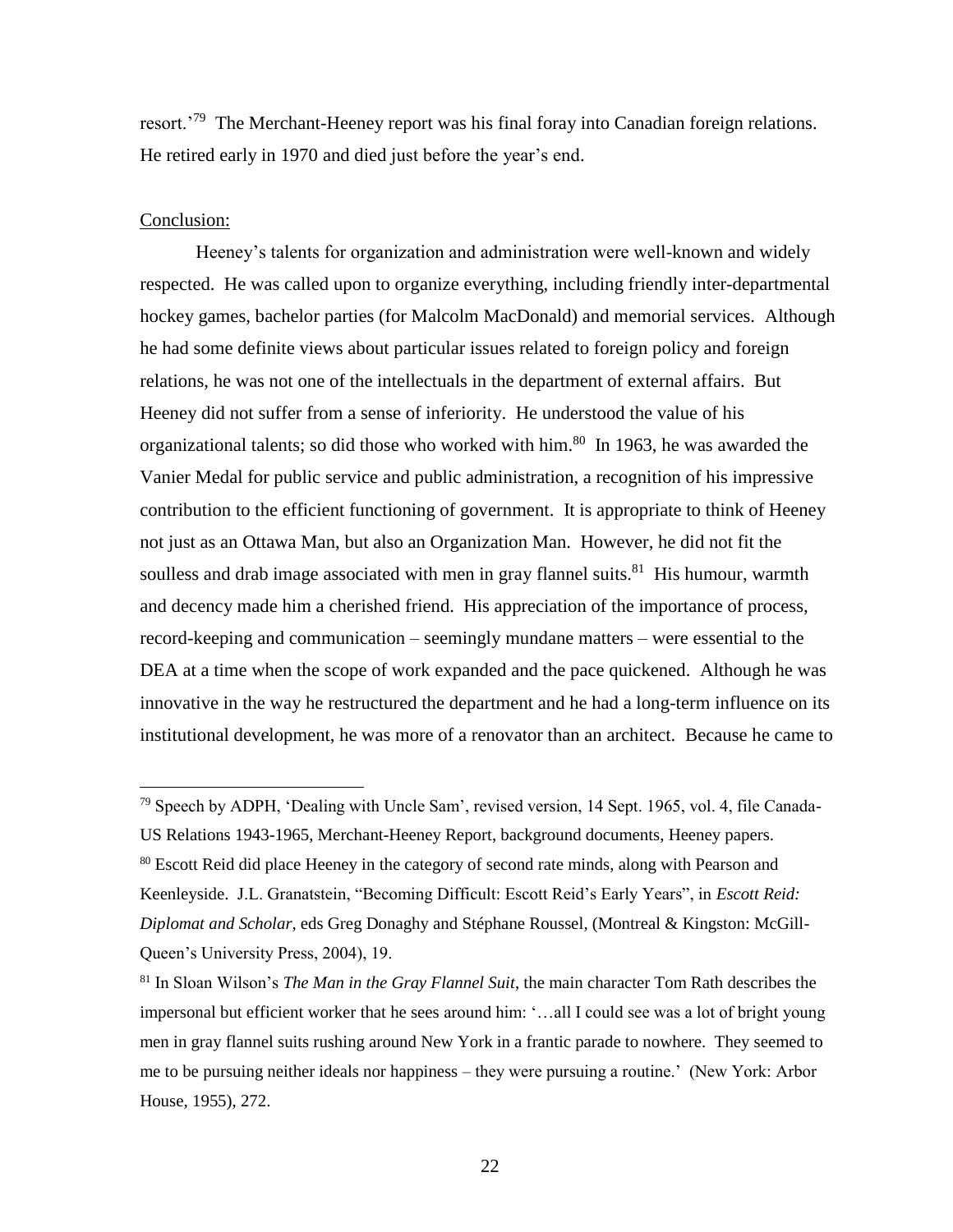resort.'[79] The Merchant-Heeney report was his final foray into Canadian foreign relations. He retired early in 1970 and died just before the year's end.

## Conclusion:

Heeney's talents for organization and administration were well-known and widely respected. He was called upon to organize everything, including friendly inter-departmental hockey games, bachelor parties (for Malcolm MacDonald) and memorial services. Although he had some definite views about particular issues related to foreign policy and foreign relations, he was not one of the intellectuals in the department of external affairs. But Heeney did not suffer from a sense of inferiority. He understood the value of his organizational talents; so did those who worked with him.[80] In 1963, he was awarded the Vanier Medal for public service and public administration, a recognition of his impressive contribution to the efficient functioning of government. It is appropriate to think of Heeney not just as an Ottawa Man, but also an Organization Man. However, he did not fit the soulless and drab image associated with men in gray flannel suits.[81] His humour, warmth and decency made him a cherished friend. His appreciation of the importance of process, record-keeping and communication – seemingly mundane matters – were essential to the DEA at a time when the scope of work expanded and the pace quickened. Although he was innovative in the way he restructured the department and he had a long-term influence on its institutional development, he was more of a renovator than an architect. Because he came to

---

[79] Speech by ADPH, 'Dealing with Uncle Sam', revised version, 14 Sept. 1965, vol. 4, file Canada-US Relations 1943-1965, Merchant-Heeney Report, background documents, Heeney papers.

[80] Escott Reid did place Heeney in the category of second rate minds, along with Pearson and Keenleyside. J.L. Granatstein, "Becoming Difficult: Escott Reid's Early Years", in *Escott Reid: Diplomat and Scholar*, eds Greg Donaghy and Stéphane Roussel, (Montreal & Kingston: McGill-Queen's University Press, 2004), 19.

[81] In Sloan Wilson's *The Man in the Gray Flannel Suit*, the main character Tom Rath describes the impersonal but efficient worker that he sees around him: '…all I could see was a lot of bright young men in gray flannel suits rushing around New York in a frantic parade to nowhere. They seemed to me to be pursuing neither ideals nor happiness – they were pursuing a routine.' (New York: Arbor House, 1955), 272.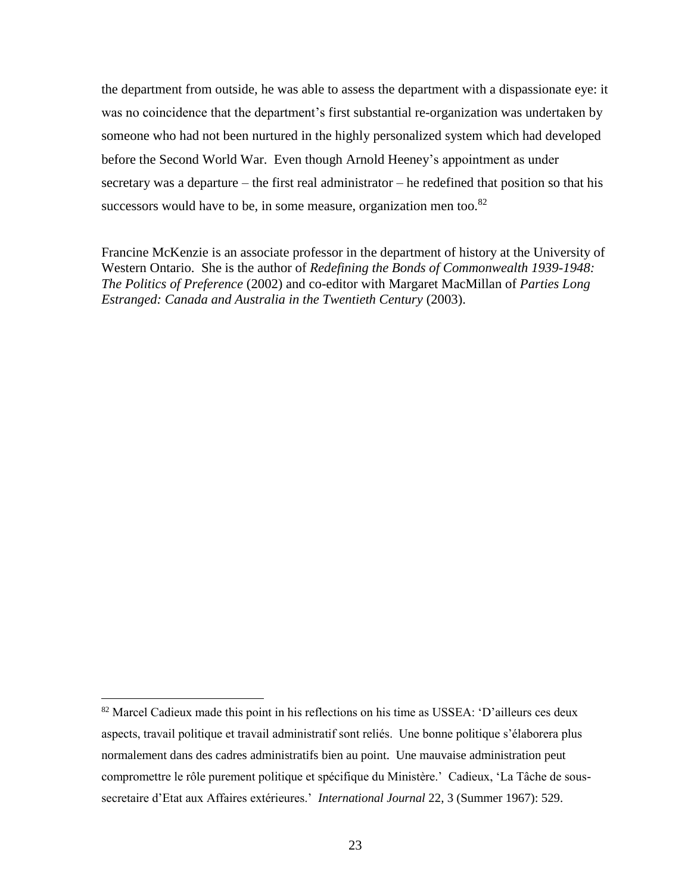the department from outside, he was able to assess the department with a dispassionate eye: it was no coincidence that the department's first substantial re-organization was undertaken by someone who had not been nurtured in the highly personalized system which had developed before the Second World War. Even though Arnold Heeney's appointment as under secretary was a departure – the first real administrator – he redefined that position so that his successors would have to be, in some measure, organization men too.[82]

Francine McKenzie is an associate professor in the department of history at the University of Western Ontario. She is the author of *Redefining the Bonds of Commonwealth 1939-1948: The Politics of Preference* (2002) and co-editor with Margaret MacMillan of *Parties Long Estranged: Canada and Australia in the Twentieth Century* (2003).

---

[82] Marcel Cadieux made this point in his reflections on his time as USSEA: 'D'ailleurs ces deux aspects, travail politique et travail administratif sont reliés. Une bonne politique s'élaborera plus normalement dans des cadres administratifs bien au point. Une mauvaise administration peut compromettre le rôle purement politique et spécifique du Ministère.' Cadieux, 'La Tâche de sous-secretaire d'Etat aux Affaires extérieures.' *International Journal* 22, 3 (Summer 1967): 529.